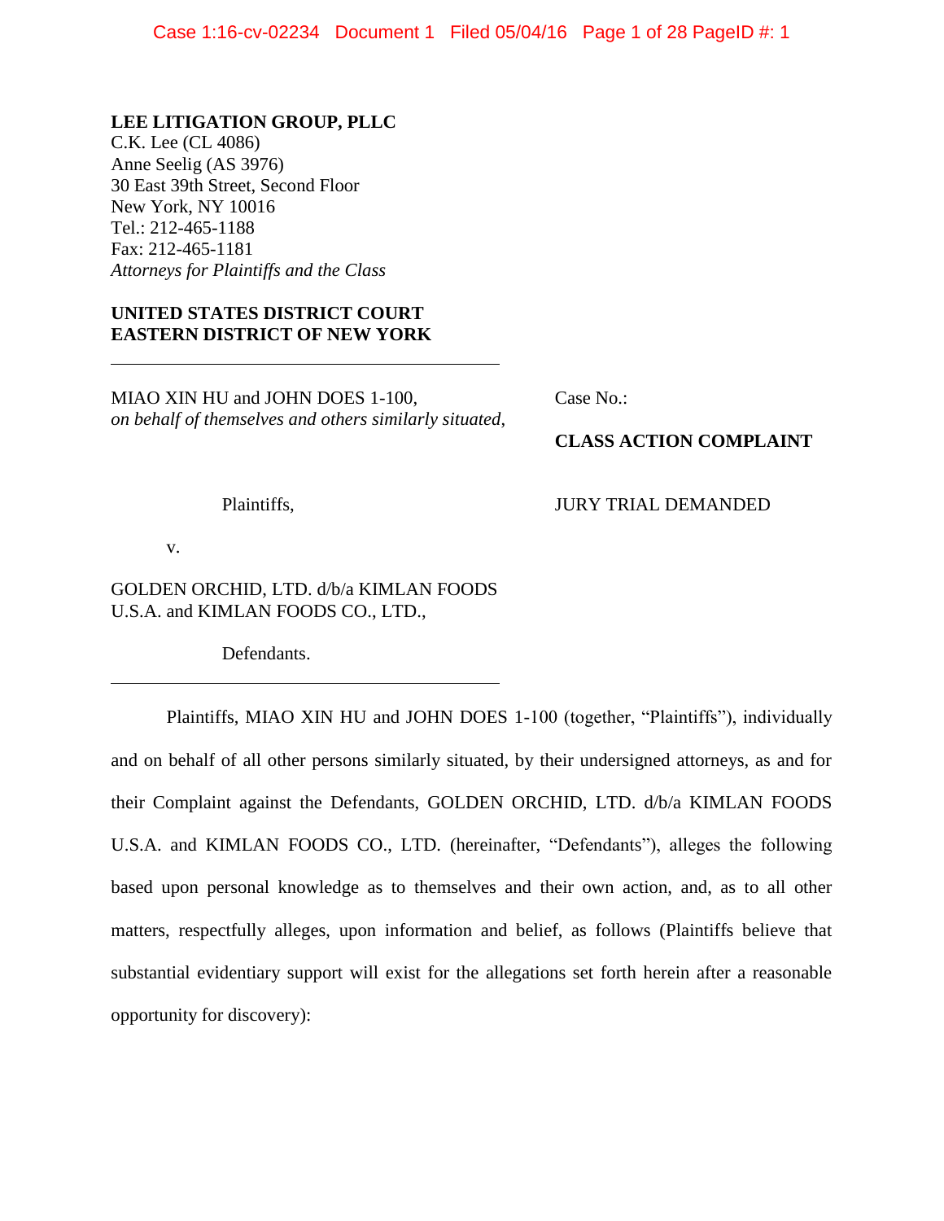**LEE LITIGATION GROUP, PLLC**
C.K. Lee (CL 4086)
Anne Seelig (AS 3976)
30 East 39th Street, Second Floor
New York, NY 10016
Tel.: 212-465-1188
Fax: 212-465-1181
*Attorneys for Plaintiffs and the Class*

**UNITED STATES DISTRICT COURT**
**EASTERN DISTRICT OF NEW YORK**

---

MIAO XIN HU and JOHN DOES 1-100,
*on behalf of themselves and others similarly situated,*

Plaintiffs,

v.

GOLDEN ORCHID, LTD. d/b/a KIMLAN FOODS U.S.A. and KIMLAN FOODS CO., LTD.,

Defendants.

---

Case No.:

**CLASS ACTION COMPLAINT**

JURY TRIAL DEMANDED

Plaintiffs, MIAO XIN HU and JOHN DOES 1-100 (together, "Plaintiffs"), individually and on behalf of all other persons similarly situated, by their undersigned attorneys, as and for their Complaint against the Defendants, GOLDEN ORCHID, LTD. d/b/a KIMLAN FOODS U.S.A. and KIMLAN FOODS CO., LTD. (hereinafter, "Defendants"), alleges the following based upon personal knowledge as to themselves and their own action, and, as to all other matters, respectfully alleges, upon information and belief, as follows (Plaintiffs believe that substantial evidentiary support will exist for the allegations set forth herein after a reasonable opportunity for discovery):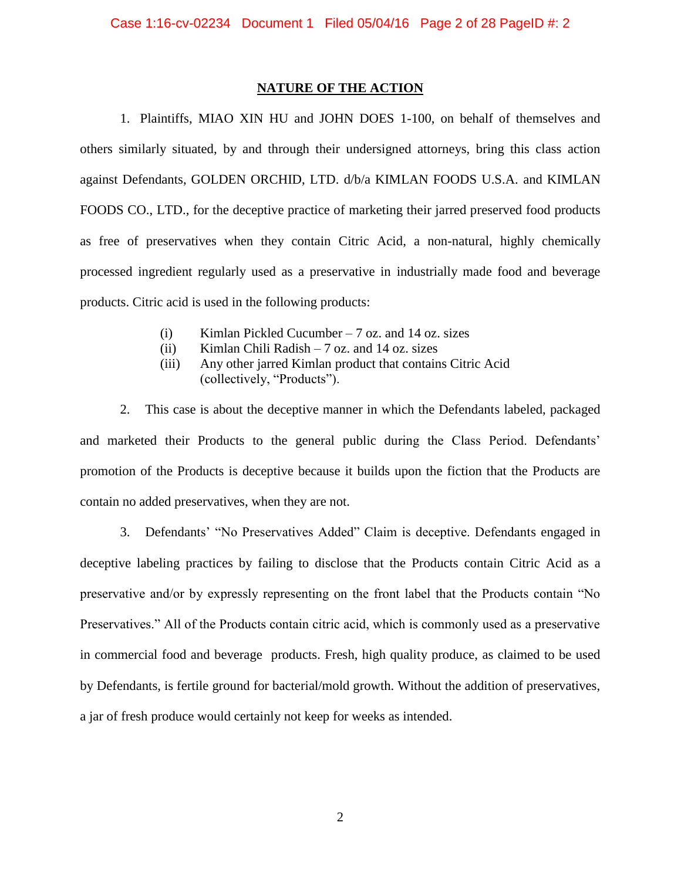## NATURE OF THE ACTION

1. Plaintiffs, MIAO XIN HU and JOHN DOES 1-100, on behalf of themselves and others similarly situated, by and through their undersigned attorneys, bring this class action against Defendants, GOLDEN ORCHID, LTD. d/b/a KIMLAN FOODS U.S.A. and KIMLAN FOODS CO., LTD., for the deceptive practice of marketing their jarred preserved food products as free of preservatives when they contain Citric Acid, a non-natural, highly chemically processed ingredient regularly used as a preservative in industrially made food and beverage products. Citric acid is used in the following products:

   (i) Kimlan Pickled Cucumber – 7 oz. and 14 oz. sizes
   (ii) Kimlan Chili Radish – 7 oz. and 14 oz. sizes
   (iii) Any other jarred Kimlan product that contains Citric Acid (collectively, "Products").

2. This case is about the deceptive manner in which the Defendants labeled, packaged and marketed their Products to the general public during the Class Period. Defendants' promotion of the Products is deceptive because it builds upon the fiction that the Products are contain no added preservatives, when they are not.

3. Defendants' "No Preservatives Added" Claim is deceptive. Defendants engaged in deceptive labeling practices by failing to disclose that the Products contain Citric Acid as a preservative and/or by expressly representing on the front label that the Products contain "No Preservatives." All of the Products contain citric acid, which is commonly used as a preservative in commercial food and beverage products. Fresh, high quality produce, as claimed to be used by Defendants, is fertile ground for bacterial/mold growth. Without the addition of preservatives, a jar of fresh produce would certainly not keep for weeks as intended.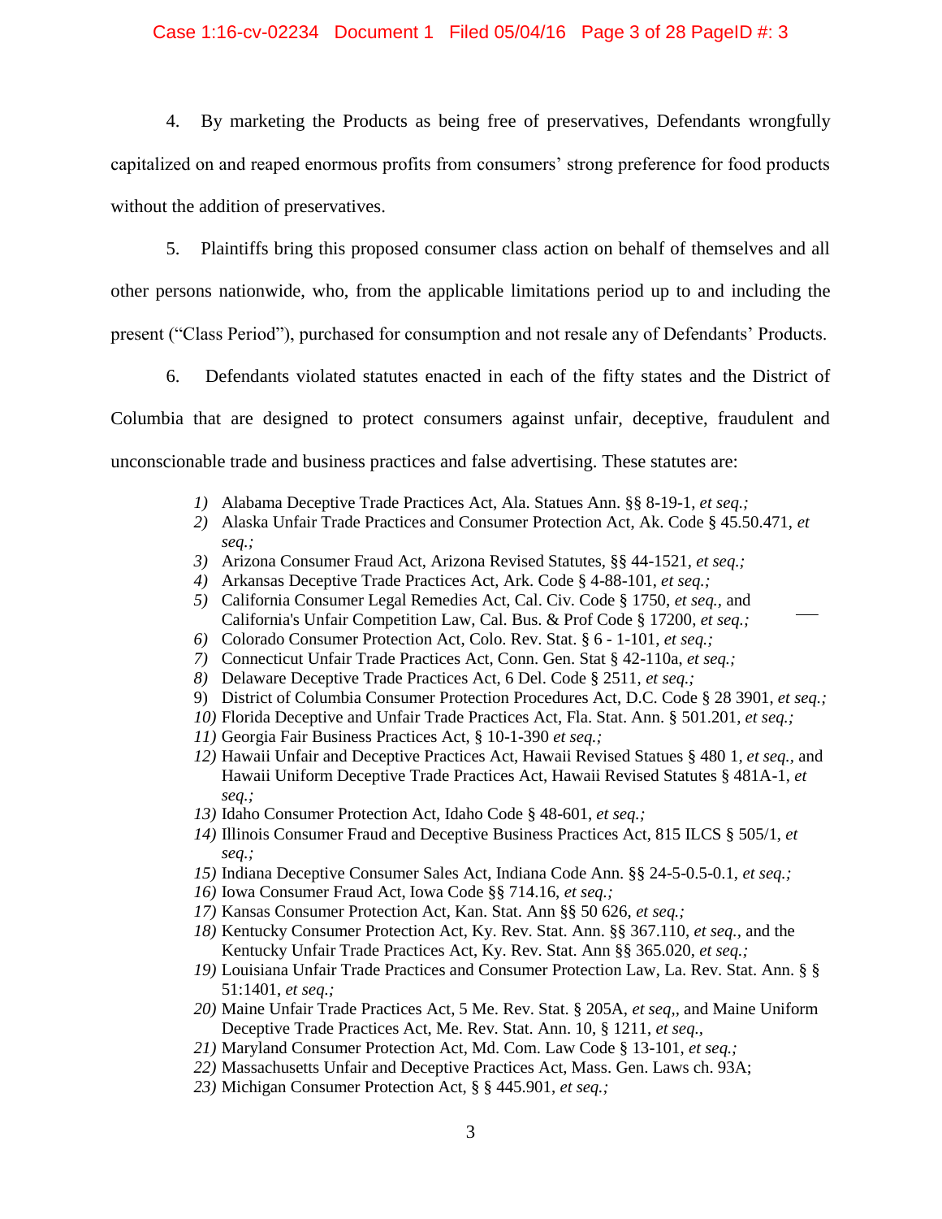4. By marketing the Products as being free of preservatives, Defendants wrongfully capitalized on and reaped enormous profits from consumers' strong preference for food products without the addition of preservatives.

5. Plaintiffs bring this proposed consumer class action on behalf of themselves and all other persons nationwide, who, from the applicable limitations period up to and including the present ("Class Period"), purchased for consumption and not resale any of Defendants' Products.

6. Defendants violated statutes enacted in each of the fifty states and the District of Columbia that are designed to protect consumers against unfair, deceptive, fraudulent and unconscionable trade and business practices and false advertising. These statutes are:

1) Alabama Deceptive Trade Practices Act, Ala. Statues Ann. §§ 8-19-1, *et seq.;*
2) Alaska Unfair Trade Practices and Consumer Protection Act, Ak. Code § 45.50.471, *et seq.;*
3) Arizona Consumer Fraud Act, Arizona Revised Statutes, §§ 44-1521, *et seq.;*
4) Arkansas Deceptive Trade Practices Act, Ark. Code § 4-88-101, *et seq.;*
5) California Consumer Legal Remedies Act, Cal. Civ. Code § 1750, *et seq.,* and California's Unfair Competition Law, Cal. Bus. & Prof Code § 17200, *et seq.;*
6) Colorado Consumer Protection Act, Colo. Rev. Stat. § 6 - 1-101, *et seq.;*
7) Connecticut Unfair Trade Practices Act, Conn. Gen. Stat § 42-110a, *et seq.;*
8) Delaware Deceptive Trade Practices Act, 6 Del. Code § 2511, *et seq.;*
9) District of Columbia Consumer Protection Procedures Act, D.C. Code § 28 3901, *et seq.;*
10) Florida Deceptive and Unfair Trade Practices Act, Fla. Stat. Ann. § 501.201, *et seq.;*
11) Georgia Fair Business Practices Act, § 10-1-390 *et seq.;*
12) Hawaii Unfair and Deceptive Practices Act, Hawaii Revised Statues § 480 1, *et seq.,* and Hawaii Uniform Deceptive Trade Practices Act, Hawaii Revised Statutes § 481A-1, *et seq.;*
13) Idaho Consumer Protection Act, Idaho Code § 48-601, *et seq.;*
14) Illinois Consumer Fraud and Deceptive Business Practices Act, 815 ILCS § 505/1, *et seq.;*
15) Indiana Deceptive Consumer Sales Act, Indiana Code Ann. §§ 24-5-0.5-0.1, *et seq.;*
16) Iowa Consumer Fraud Act, Iowa Code §§ 714.16, *et seq.;*
17) Kansas Consumer Protection Act, Kan. Stat. Ann §§ 50 626, *et seq.;*
18) Kentucky Consumer Protection Act, Ky. Rev. Stat. Ann. §§ 367.110, *et seq.,* and the Kentucky Unfair Trade Practices Act, Ky. Rev. Stat. Ann §§ 365.020, *et seq.;*
19) Louisiana Unfair Trade Practices and Consumer Protection Law, La. Rev. Stat. Ann. § § 51:1401, *et seq.;*
20) Maine Unfair Trade Practices Act, 5 Me. Rev. Stat. § 205A, *et seq,,* and Maine Uniform Deceptive Trade Practices Act, Me. Rev. Stat. Ann. 10, § 1211, *et seq.,*
21) Maryland Consumer Protection Act, Md. Com. Law Code § 13-101, *et seq.;*
22) Massachusetts Unfair and Deceptive Practices Act, Mass. Gen. Laws ch. 93A;
23) Michigan Consumer Protection Act, § § 445.901, *et seq.;*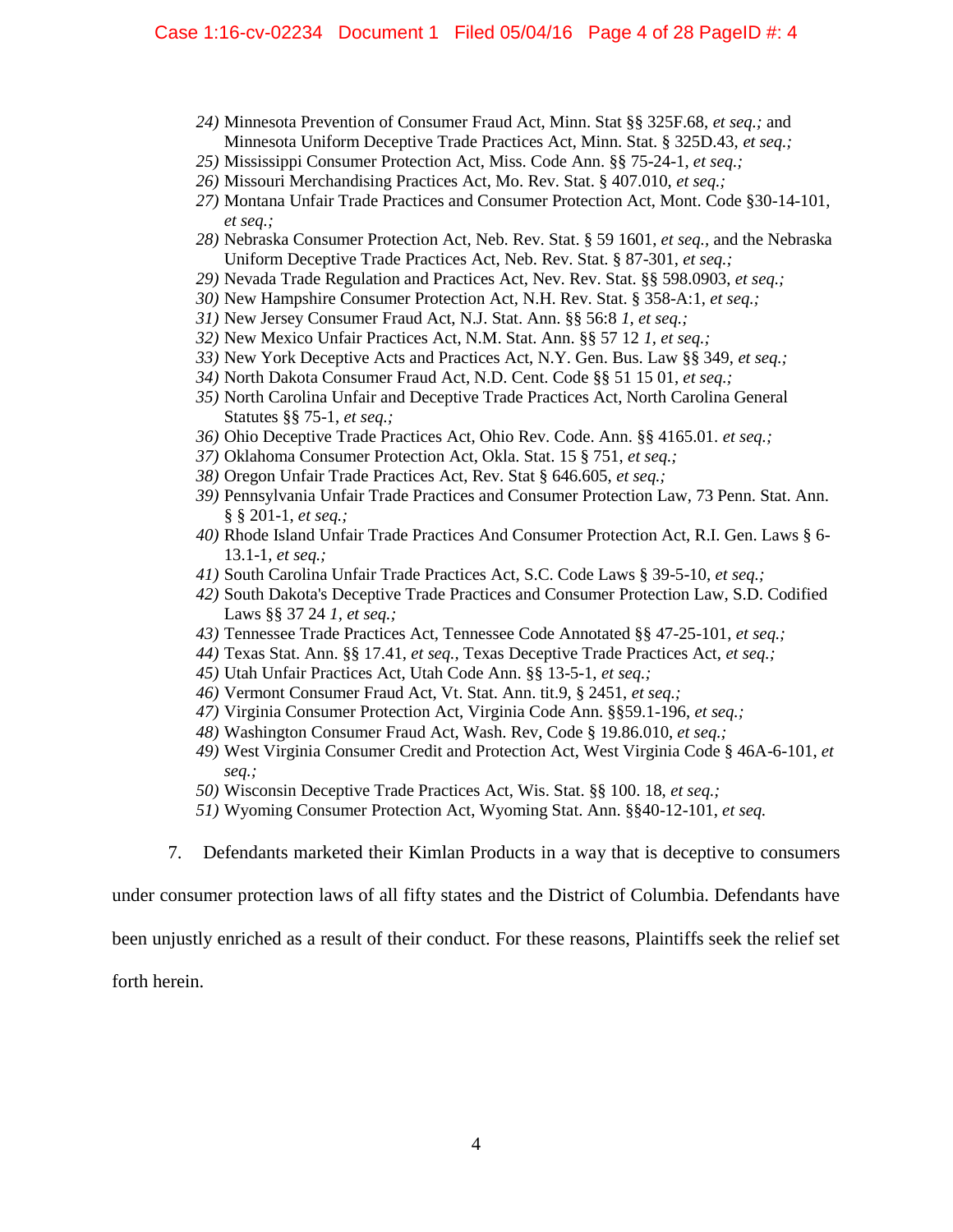24) Minnesota Prevention of Consumer Fraud Act, Minn. Stat §§ 325F.68, *et seq.;* and Minnesota Uniform Deceptive Trade Practices Act, Minn. Stat. § 325D.43, *et seq.;*
25) Mississippi Consumer Protection Act, Miss. Code Ann. §§ 75-24-1, *et seq.;*
26) Missouri Merchandising Practices Act, Mo. Rev. Stat. § 407.010, *et seq.;*
27) Montana Unfair Trade Practices and Consumer Protection Act, Mont. Code §30-14-101, *et seq.;*
28) Nebraska Consumer Protection Act, Neb. Rev. Stat. § 59 1601, *et seq.*, and the Nebraska Uniform Deceptive Trade Practices Act, Neb. Rev. Stat. § 87-301, *et seq.;*
29) Nevada Trade Regulation and Practices Act, Nev. Rev. Stat. §§ 598.0903, *et seq.;*
30) New Hampshire Consumer Protection Act, N.H. Rev. Stat. § 358-A:1, *et seq.;*
31) New Jersey Consumer Fraud Act, N.J. Stat. Ann. §§ 56:8 *1, et seq.;*
32) New Mexico Unfair Practices Act, N.M. Stat. Ann. §§ 57 12 *1, et seq.;*
33) New York Deceptive Acts and Practices Act, N.Y. Gen. Bus. Law §§ 349, *et seq.;*
34) North Dakota Consumer Fraud Act, N.D. Cent. Code §§ 51 15 01, *et seq.;*
35) North Carolina Unfair and Deceptive Trade Practices Act, North Carolina General Statutes §§ 75-1, *et seq.;*
36) Ohio Deceptive Trade Practices Act, Ohio Rev. Code. Ann. §§ 4165.01. *et seq.;*
37) Oklahoma Consumer Protection Act, Okla. Stat. 15 § 751, *et seq.;*
38) Oregon Unfair Trade Practices Act, Rev. Stat § 646.605, *et seq.;*
39) Pennsylvania Unfair Trade Practices and Consumer Protection Law, 73 Penn. Stat. Ann. § § 201-1, *et seq.;*
40) Rhode Island Unfair Trade Practices And Consumer Protection Act, R.I. Gen. Laws § 6-13.1-1, *et seq.;*
41) South Carolina Unfair Trade Practices Act, S.C. Code Laws § 39-5-10, *et seq.;*
42) South Dakota's Deceptive Trade Practices and Consumer Protection Law, S.D. Codified Laws §§ 37 24 *1, et seq.;*
43) Tennessee Trade Practices Act, Tennessee Code Annotated §§ 47-25-101, *et seq.;*
44) Texas Stat. Ann. §§ 17.41, *et seq.*, Texas Deceptive Trade Practices Act, *et seq.;*
45) Utah Unfair Practices Act, Utah Code Ann. §§ 13-5-1, *et seq.;*
46) Vermont Consumer Fraud Act, Vt. Stat. Ann. tit.9, § 2451, *et seq.;*
47) Virginia Consumer Protection Act, Virginia Code Ann. §§59.1-196, *et seq.;*
48) Washington Consumer Fraud Act, Wash. Rev, Code § 19.86.010, *et seq.;*
49) West Virginia Consumer Credit and Protection Act, West Virginia Code § 46A-6-101, *et seq.;*
50) Wisconsin Deceptive Trade Practices Act, Wis. Stat. §§ 100. 18, *et seq.;*
51) Wyoming Consumer Protection Act, Wyoming Stat. Ann. §§40-12-101, *et seq.*

7. Defendants marketed their Kimlan Products in a way that is deceptive to consumers under consumer protection laws of all fifty states and the District of Columbia. Defendants have been unjustly enriched as a result of their conduct. For these reasons, Plaintiffs seek the relief set forth herein.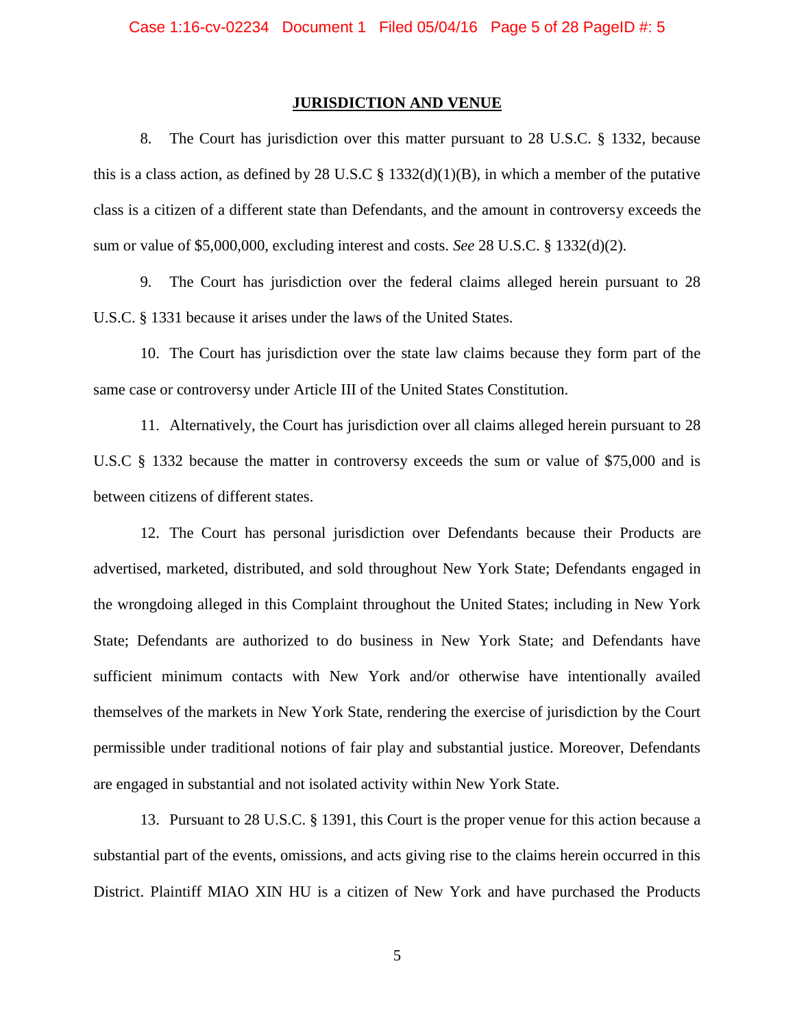## JURISDICTION AND VENUE

8. The Court has jurisdiction over this matter pursuant to 28 U.S.C. § 1332, because this is a class action, as defined by 28 U.S.C § 1332(d)(1)(B), in which a member of the putative class is a citizen of a different state than Defendants, and the amount in controversy exceeds the sum or value of $5,000,000, excluding interest and costs. *See* 28 U.S.C. § 1332(d)(2).

9. The Court has jurisdiction over the federal claims alleged herein pursuant to 28 U.S.C. § 1331 because it arises under the laws of the United States.

10. The Court has jurisdiction over the state law claims because they form part of the same case or controversy under Article III of the United States Constitution.

11. Alternatively, the Court has jurisdiction over all claims alleged herein pursuant to 28 U.S.C § 1332 because the matter in controversy exceeds the sum or value of $75,000 and is between citizens of different states.

12. The Court has personal jurisdiction over Defendants because their Products are advertised, marketed, distributed, and sold throughout New York State; Defendants engaged in the wrongdoing alleged in this Complaint throughout the United States; including in New York State; Defendants are authorized to do business in New York State; and Defendants have sufficient minimum contacts with New York and/or otherwise have intentionally availed themselves of the markets in New York State, rendering the exercise of jurisdiction by the Court permissible under traditional notions of fair play and substantial justice. Moreover, Defendants are engaged in substantial and not isolated activity within New York State.

13. Pursuant to 28 U.S.C. § 1391, this Court is the proper venue for this action because a substantial part of the events, omissions, and acts giving rise to the claims herein occurred in this District. Plaintiff MIAO XIN HU is a citizen of New York and have purchased the Products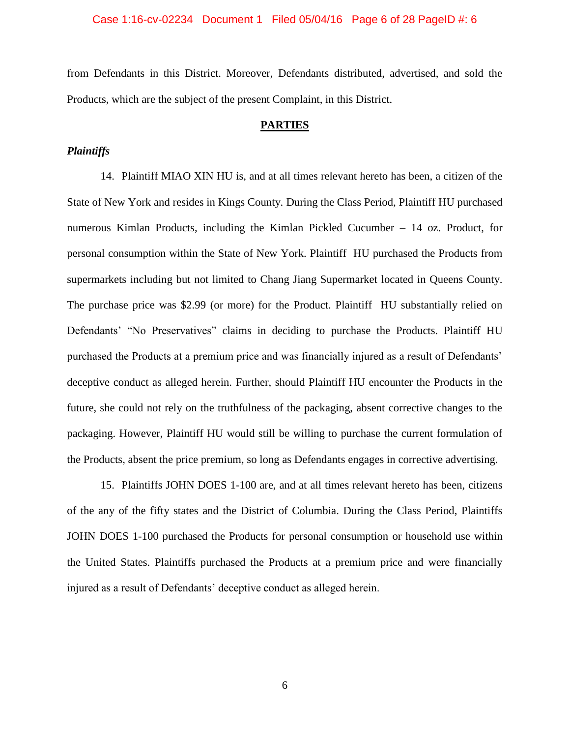from Defendants in this District. Moreover, Defendants distributed, advertised, and sold the Products, which are the subject of the present Complaint, in this District.

## PARTIES

### *Plaintiffs*

14. Plaintiff MIAO XIN HU is, and at all times relevant hereto has been, a citizen of the State of New York and resides in Kings County. During the Class Period, Plaintiff HU purchased numerous Kimlan Products, including the Kimlan Pickled Cucumber – 14 oz. Product, for personal consumption within the State of New York. Plaintiff HU purchased the Products from supermarkets including but not limited to Chang Jiang Supermarket located in Queens County. The purchase price was $2.99 (or more) for the Product. Plaintiff HU substantially relied on Defendants' "No Preservatives" claims in deciding to purchase the Products. Plaintiff HU purchased the Products at a premium price and was financially injured as a result of Defendants' deceptive conduct as alleged herein. Further, should Plaintiff HU encounter the Products in the future, she could not rely on the truthfulness of the packaging, absent corrective changes to the packaging. However, Plaintiff HU would still be willing to purchase the current formulation of the Products, absent the price premium, so long as Defendants engages in corrective advertising.

15. Plaintiffs JOHN DOES 1-100 are, and at all times relevant hereto has been, citizens of the any of the fifty states and the District of Columbia. During the Class Period, Plaintiffs JOHN DOES 1-100 purchased the Products for personal consumption or household use within the United States. Plaintiffs purchased the Products at a premium price and were financially injured as a result of Defendants' deceptive conduct as alleged herein.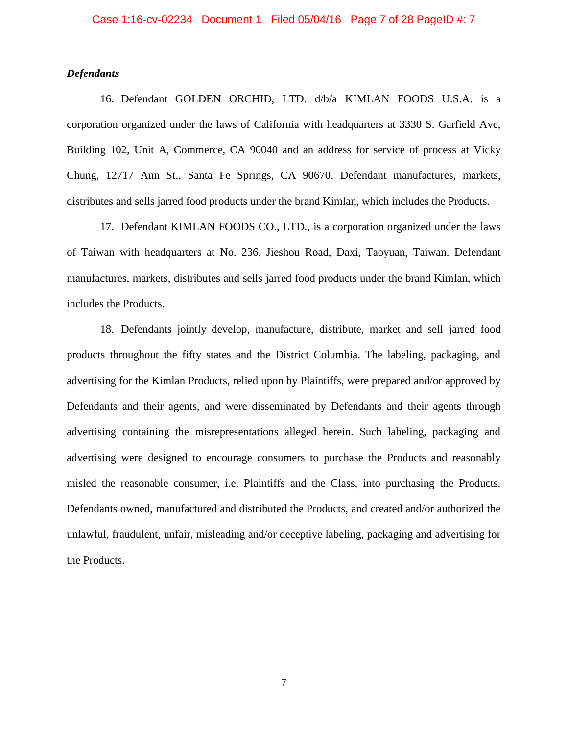***Defendants***

16. Defendant GOLDEN ORCHID, LTD. d/b/a KIMLAN FOODS U.S.A. is a corporation organized under the laws of California with headquarters at 3330 S. Garfield Ave, Building 102, Unit A, Commerce, CA 90040 and an address for service of process at Vicky Chung, 12717 Ann St., Santa Fe Springs, CA 90670. Defendant manufactures, markets, distributes and sells jarred food products under the brand Kimlan, which includes the Products.

17. Defendant KIMLAN FOODS CO., LTD., is a corporation organized under the laws of Taiwan with headquarters at No. 236, Jieshou Road, Daxi, Taoyuan, Taiwan. Defendant manufactures, markets, distributes and sells jarred food products under the brand Kimlan, which includes the Products.

18. Defendants jointly develop, manufacture, distribute, market and sell jarred food products throughout the fifty states and the District Columbia. The labeling, packaging, and advertising for the Kimlan Products, relied upon by Plaintiffs, were prepared and/or approved by Defendants and their agents, and were disseminated by Defendants and their agents through advertising containing the misrepresentations alleged herein. Such labeling, packaging and advertising were designed to encourage consumers to purchase the Products and reasonably misled the reasonable consumer, i.e. Plaintiffs and the Class, into purchasing the Products. Defendants owned, manufactured and distributed the Products, and created and/or authorized the unlawful, fraudulent, unfair, misleading and/or deceptive labeling, packaging and advertising for the Products.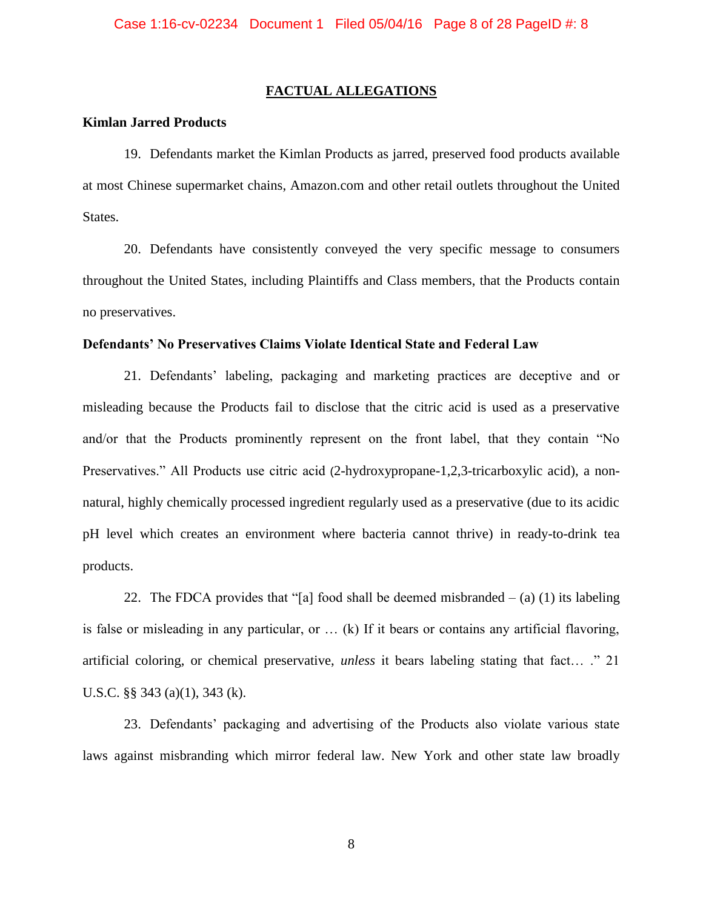## FACTUAL ALLEGATIONS

**Kimlan Jarred Products**

19. Defendants market the Kimlan Products as jarred, preserved food products available at most Chinese supermarket chains, Amazon.com and other retail outlets throughout the United States.

20. Defendants have consistently conveyed the very specific message to consumers throughout the United States, including Plaintiffs and Class members, that the Products contain no preservatives.

**Defendants' No Preservatives Claims Violate Identical State and Federal Law**

21. Defendants' labeling, packaging and marketing practices are deceptive and or misleading because the Products fail to disclose that the citric acid is used as a preservative and/or that the Products prominently represent on the front label, that they contain "No Preservatives." All Products use citric acid (2-hydroxypropane-1,2,3-tricarboxylic acid), a non-natural, highly chemically processed ingredient regularly used as a preservative (due to its acidic pH level which creates an environment where bacteria cannot thrive) in ready-to-drink tea products.

22. The FDCA provides that "[a] food shall be deemed misbranded – (a) (1) its labeling is false or misleading in any particular, or … (k) If it bears or contains any artificial flavoring, artificial coloring, or chemical preservative, *unless* it bears labeling stating that fact… ." 21 U.S.C. §§ 343 (a)(1), 343 (k).

23. Defendants' packaging and advertising of the Products also violate various state laws against misbranding which mirror federal law. New York and other state law broadly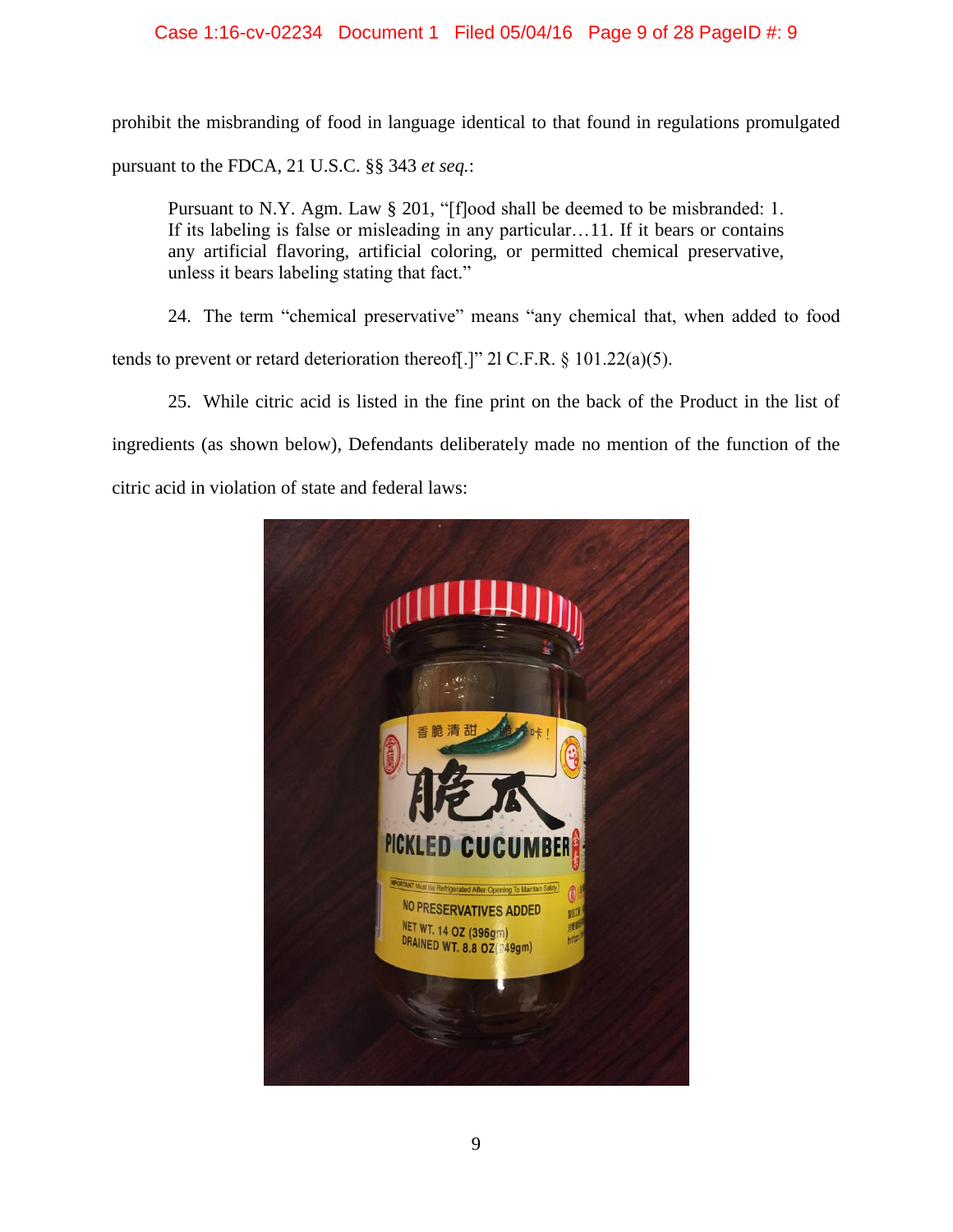prohibit the misbranding of food in language identical to that found in regulations promulgated pursuant to the FDCA, 21 U.S.C. §§ 343 *et seq.*:

> Pursuant to N.Y. Agm. Law § 201, "[f]ood shall be deemed to be misbranded: 1. If its labeling is false or misleading in any particular…11. If it bears or contains any artificial flavoring, artificial coloring, or permitted chemical preservative, unless it bears labeling stating that fact."

24. The term "chemical preservative" means "any chemical that, when added to food tends to prevent or retard deterioration thereof[.]" 21 C.F.R. § 101.22(a)(5).

25. While citric acid is listed in the fine print on the back of the Product in the list of ingredients (as shown below), Defendants deliberately made no mention of the function of the citric acid in violation of state and federal laws: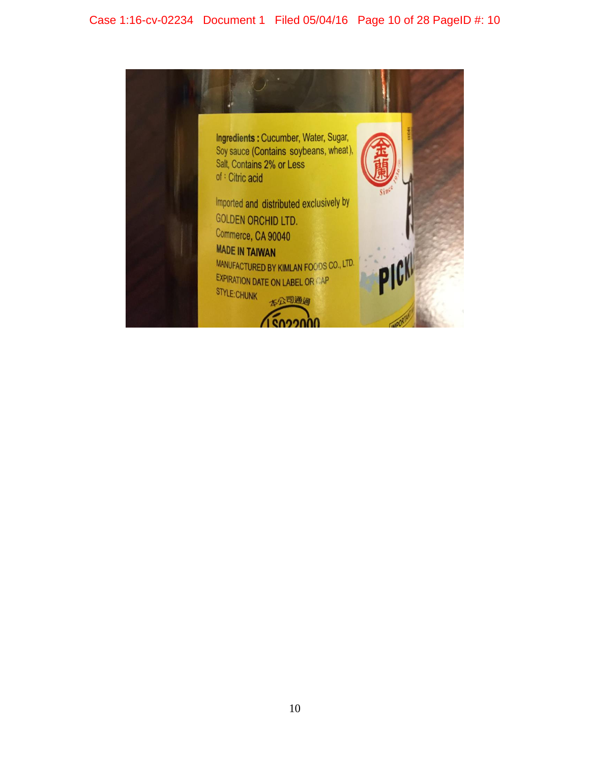**Ingredients :** Cucumber, Water, Sugar, Soy sauce (Contains soybeans, wheat), Salt, Contains 2% or Less of : Citric acid

Imported and distributed exclusively by
GOLDEN ORCHID LTD.
Commerce, CA 90040

**MADE IN TAIWAN**

MANUFACTURED BY KIMLAN FOODS CO., LTD.
EXPIRATION DATE ON LABEL OR CAP
STYLE:CHUNK

本公司通過
ISO22000

金蘭 Since 1936

PICKL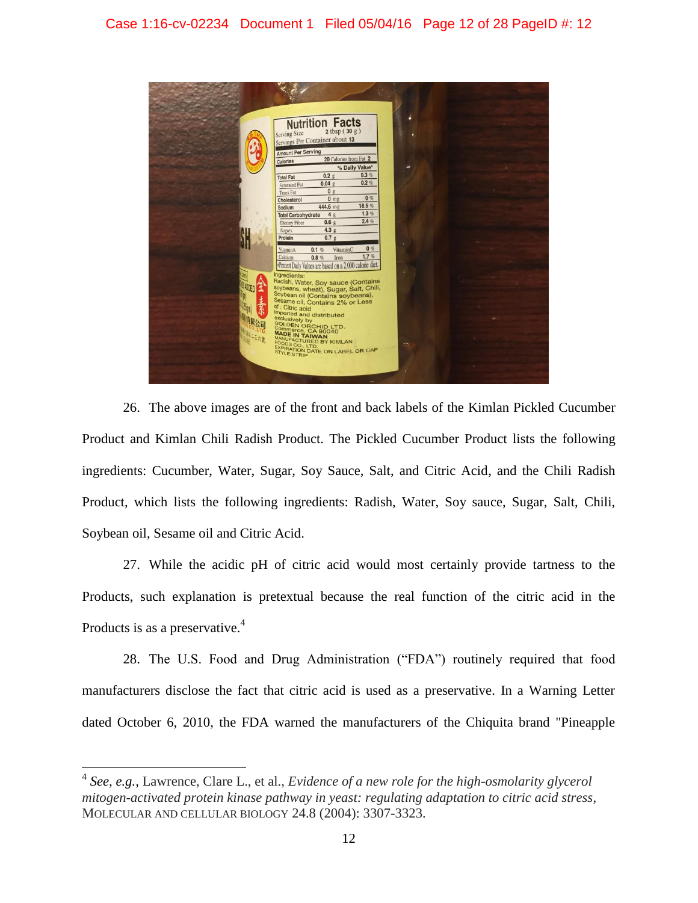26. The above images are of the front and back labels of the Kimlan Pickled Cucumber Product and Kimlan Chili Radish Product. The Pickled Cucumber Product lists the following ingredients: Cucumber, Water, Sugar, Soy Sauce, Salt, and Citric Acid, and the Chili Radish Product, which lists the following ingredients: Radish, Water, Soy sauce, Sugar, Salt, Chili, Soybean oil, Sesame oil and Citric Acid.

27. While the acidic pH of citric acid would most certainly provide tartness to the Products, such explanation is pretextual because the real function of the citric acid in the Products is as a preservative.[4]

28. The U.S. Food and Drug Administration ("FDA") routinely required that food manufacturers disclose the fact that citric acid is used as a preservative. In a Warning Letter dated October 6, 2010, the FDA warned the manufacturers of the Chiquita brand "Pineapple

---

[4] *See, e.g.*, Lawrence, Clare L., et al., *Evidence of a new role for the high-osmolarity glycerol mitogen-activated protein kinase pathway in yeast: regulating adaptation to citric acid stress*, MOLECULAR AND CELLULAR BIOLOGY 24.8 (2004): 3307-3323.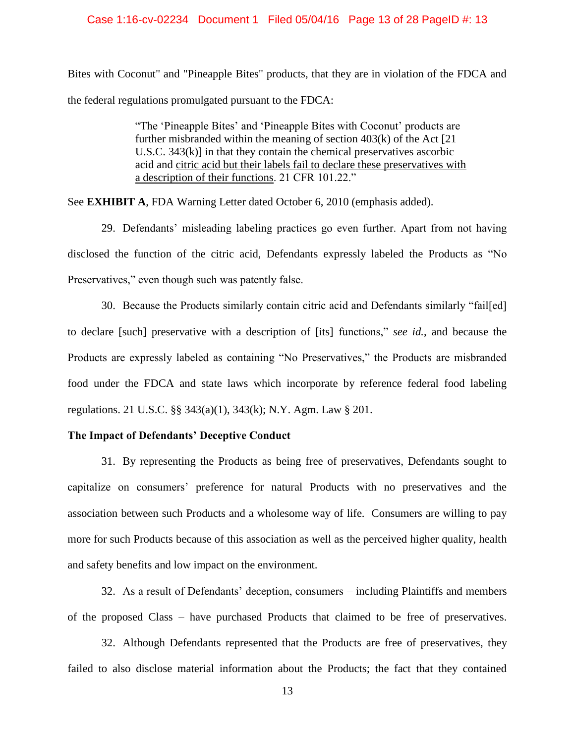Bites with Coconut" and "Pineapple Bites" products, that they are in violation of the FDCA and the federal regulations promulgated pursuant to the FDCA:

> "The 'Pineapple Bites' and 'Pineapple Bites with Coconut' products are further misbranded within the meaning of section 403(k) of the Act [21 U.S.C. 343(k)] in that they contain the chemical preservatives ascorbic acid and <u>citric acid but their labels fail to declare these preservatives with a description of their functions</u>. 21 CFR 101.22."

See **EXHIBIT A**, FDA Warning Letter dated October 6, 2010 (emphasis added).

29. Defendants' misleading labeling practices go even further. Apart from not having disclosed the function of the citric acid, Defendants expressly labeled the Products as "No Preservatives," even though such was patently false.

30. Because the Products similarly contain citric acid and Defendants similarly "fail[ed] to declare [such] preservative with a description of [its] functions," *see id.*, and because the Products are expressly labeled as containing "No Preservatives," the Products are misbranded food under the FDCA and state laws which incorporate by reference federal food labeling regulations. 21 U.S.C. §§ 343(a)(1), 343(k); N.Y. Agm. Law § 201.

**The Impact of Defendants' Deceptive Conduct**

31. By representing the Products as being free of preservatives, Defendants sought to capitalize on consumers' preference for natural Products with no preservatives and the association between such Products and a wholesome way of life. Consumers are willing to pay more for such Products because of this association as well as the perceived higher quality, health and safety benefits and low impact on the environment.

32. As a result of Defendants' deception, consumers – including Plaintiffs and members of the proposed Class – have purchased Products that claimed to be free of preservatives.

32. Although Defendants represented that the Products are free of preservatives, they failed to also disclose material information about the Products; the fact that they contained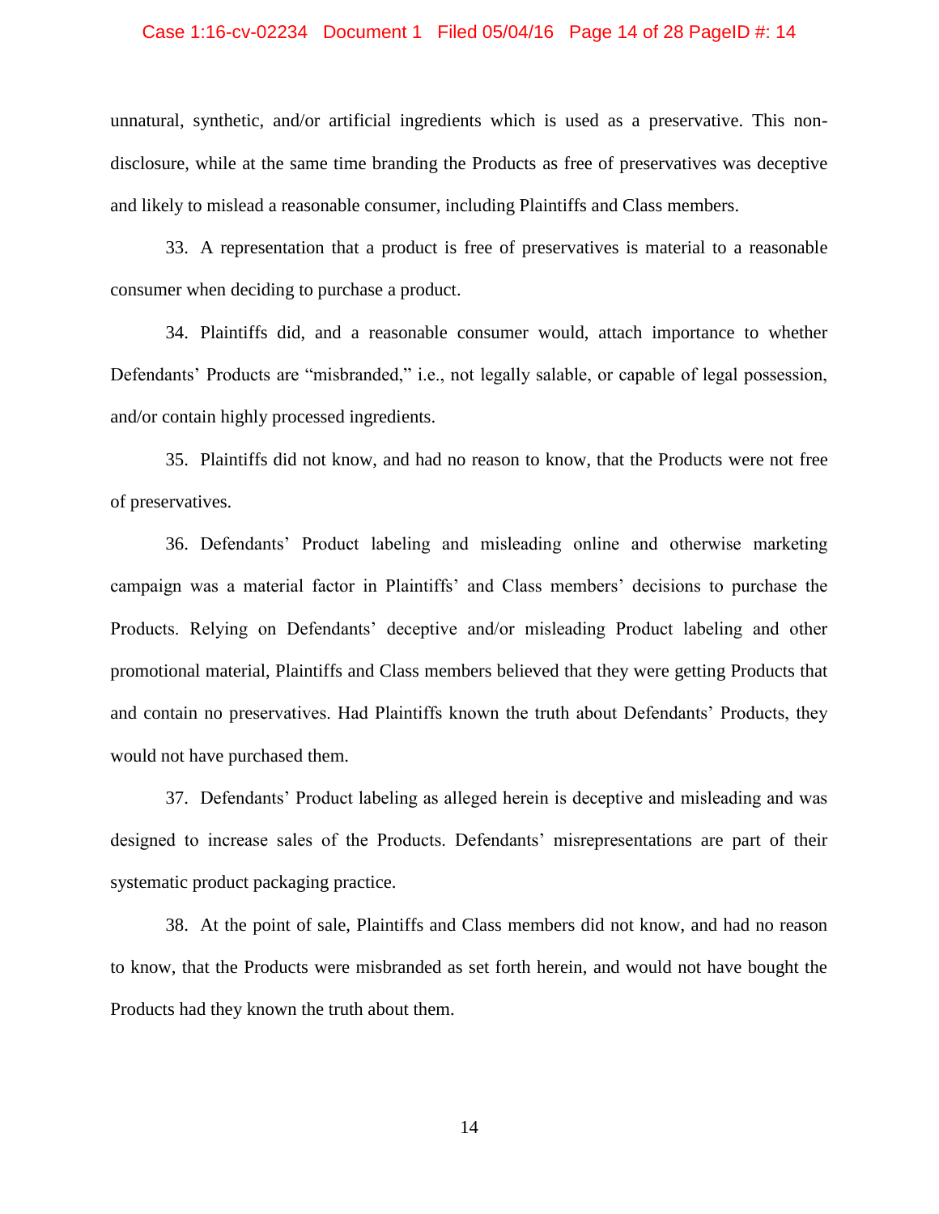unnatural, synthetic, and/or artificial ingredients which is used as a preservative. This non-disclosure, while at the same time branding the Products as free of preservatives was deceptive and likely to mislead a reasonable consumer, including Plaintiffs and Class members.

33. A representation that a product is free of preservatives is material to a reasonable consumer when deciding to purchase a product.

34. Plaintiffs did, and a reasonable consumer would, attach importance to whether Defendants' Products are "misbranded," i.e., not legally salable, or capable of legal possession, and/or contain highly processed ingredients.

35. Plaintiffs did not know, and had no reason to know, that the Products were not free of preservatives.

36. Defendants' Product labeling and misleading online and otherwise marketing campaign was a material factor in Plaintiffs' and Class members' decisions to purchase the Products. Relying on Defendants' deceptive and/or misleading Product labeling and other promotional material, Plaintiffs and Class members believed that they were getting Products that and contain no preservatives. Had Plaintiffs known the truth about Defendants' Products, they would not have purchased them.

37. Defendants' Product labeling as alleged herein is deceptive and misleading and was designed to increase sales of the Products. Defendants' misrepresentations are part of their systematic product packaging practice.

38. At the point of sale, Plaintiffs and Class members did not know, and had no reason to know, that the Products were misbranded as set forth herein, and would not have bought the Products had they known the truth about them.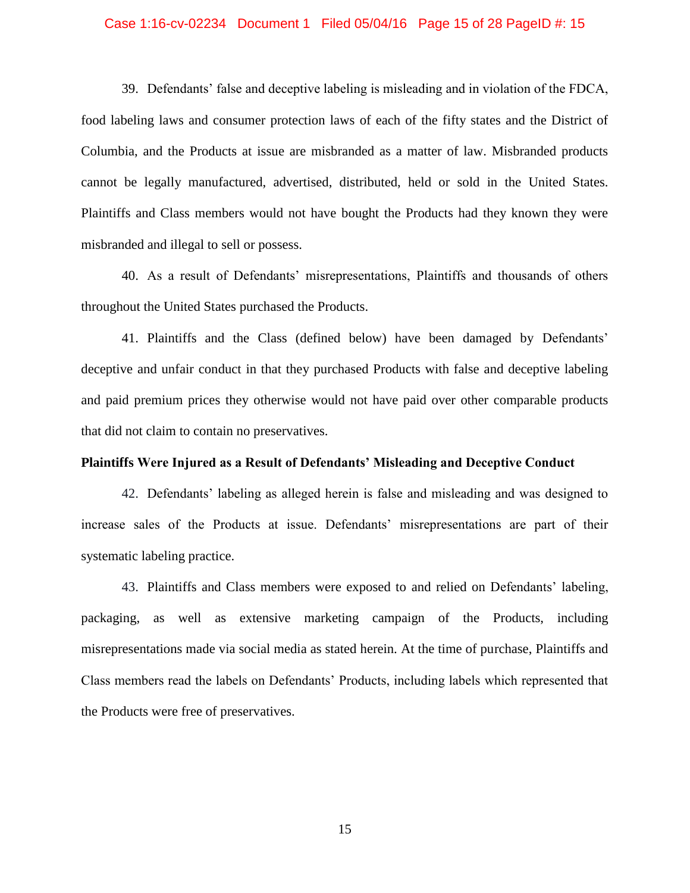39. Defendants' false and deceptive labeling is misleading and in violation of the FDCA, food labeling laws and consumer protection laws of each of the fifty states and the District of Columbia, and the Products at issue are misbranded as a matter of law. Misbranded products cannot be legally manufactured, advertised, distributed, held or sold in the United States. Plaintiffs and Class members would not have bought the Products had they known they were misbranded and illegal to sell or possess.

40. As a result of Defendants' misrepresentations, Plaintiffs and thousands of others throughout the United States purchased the Products.

41. Plaintiffs and the Class (defined below) have been damaged by Defendants' deceptive and unfair conduct in that they purchased Products with false and deceptive labeling and paid premium prices they otherwise would not have paid over other comparable products that did not claim to contain no preservatives.

**Plaintiffs Were Injured as a Result of Defendants' Misleading and Deceptive Conduct**

42. Defendants' labeling as alleged herein is false and misleading and was designed to increase sales of the Products at issue. Defendants' misrepresentations are part of their systematic labeling practice.

43. Plaintiffs and Class members were exposed to and relied on Defendants' labeling, packaging, as well as extensive marketing campaign of the Products, including misrepresentations made via social media as stated herein. At the time of purchase, Plaintiffs and Class members read the labels on Defendants' Products, including labels which represented that the Products were free of preservatives.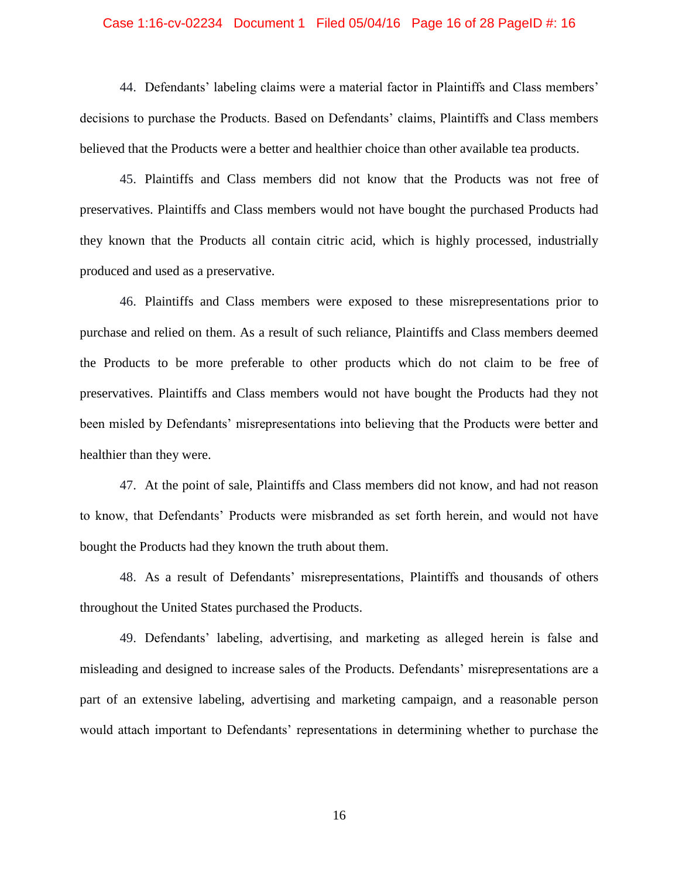44. Defendants' labeling claims were a material factor in Plaintiffs and Class members' decisions to purchase the Products. Based on Defendants' claims, Plaintiffs and Class members believed that the Products were a better and healthier choice than other available tea products.

45. Plaintiffs and Class members did not know that the Products was not free of preservatives. Plaintiffs and Class members would not have bought the purchased Products had they known that the Products all contain citric acid, which is highly processed, industrially produced and used as a preservative.

46. Plaintiffs and Class members were exposed to these misrepresentations prior to purchase and relied on them. As a result of such reliance, Plaintiffs and Class members deemed the Products to be more preferable to other products which do not claim to be free of preservatives. Plaintiffs and Class members would not have bought the Products had they not been misled by Defendants' misrepresentations into believing that the Products were better and healthier than they were.

47. At the point of sale, Plaintiffs and Class members did not know, and had not reason to know, that Defendants' Products were misbranded as set forth herein, and would not have bought the Products had they known the truth about them.

48. As a result of Defendants' misrepresentations, Plaintiffs and thousands of others throughout the United States purchased the Products.

49. Defendants' labeling, advertising, and marketing as alleged herein is false and misleading and designed to increase sales of the Products. Defendants' misrepresentations are a part of an extensive labeling, advertising and marketing campaign, and a reasonable person would attach important to Defendants' representations in determining whether to purchase the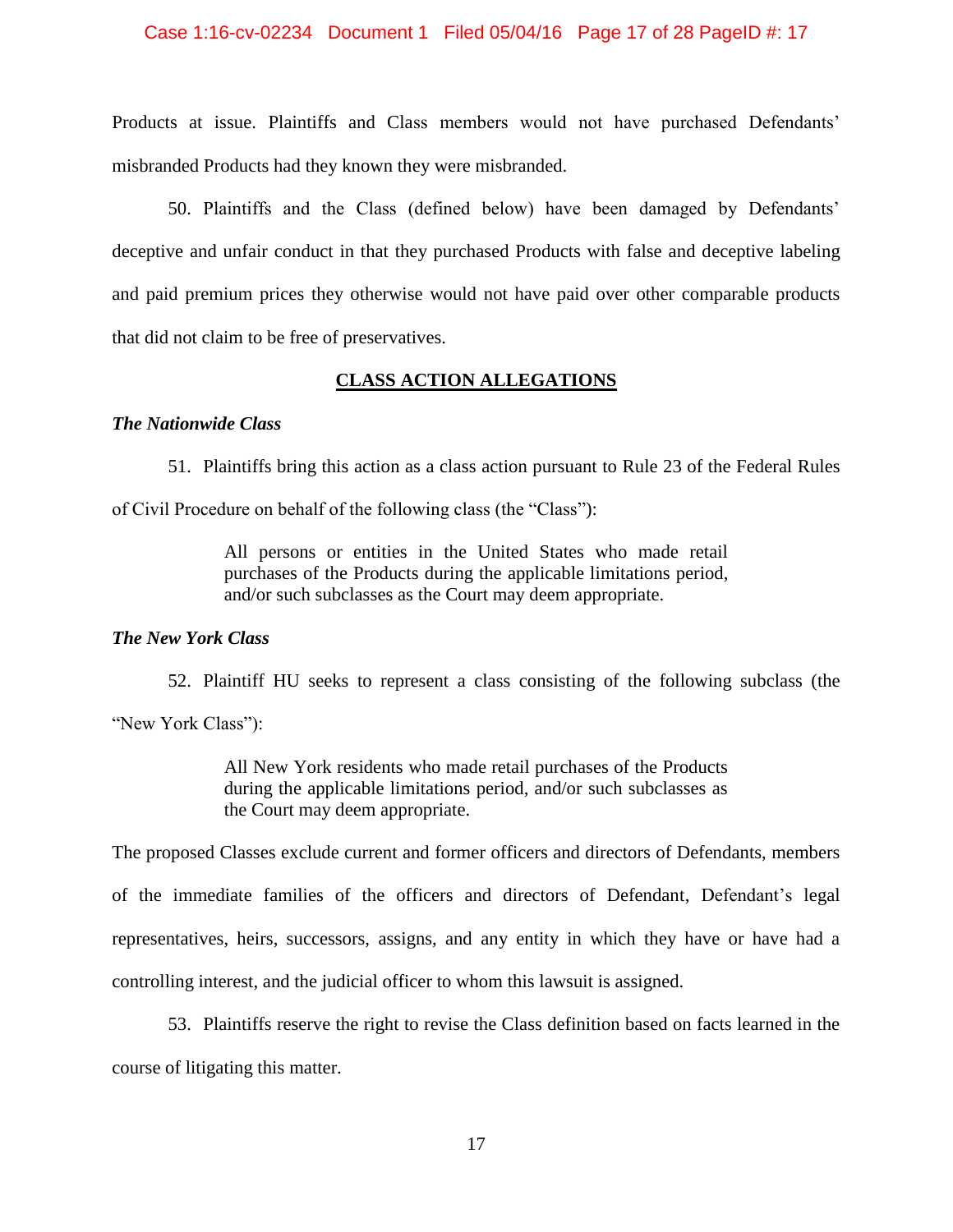Products at issue. Plaintiffs and Class members would not have purchased Defendants' misbranded Products had they known they were misbranded.

50. Plaintiffs and the Class (defined below) have been damaged by Defendants' deceptive and unfair conduct in that they purchased Products with false and deceptive labeling and paid premium prices they otherwise would not have paid over other comparable products that did not claim to be free of preservatives.

## CLASS ACTION ALLEGATIONS

***The Nationwide Class***

51. Plaintiffs bring this action as a class action pursuant to Rule 23 of the Federal Rules of Civil Procedure on behalf of the following class (the "Class"):

> All persons or entities in the United States who made retail purchases of the Products during the applicable limitations period, and/or such subclasses as the Court may deem appropriate.

***The New York Class***

52. Plaintiff HU seeks to represent a class consisting of the following subclass (the "New York Class"):

> All New York residents who made retail purchases of the Products during the applicable limitations period, and/or such subclasses as the Court may deem appropriate.

The proposed Classes exclude current and former officers and directors of Defendants, members of the immediate families of the officers and directors of Defendant, Defendant's legal representatives, heirs, successors, assigns, and any entity in which they have or have had a controlling interest, and the judicial officer to whom this lawsuit is assigned.

53. Plaintiffs reserve the right to revise the Class definition based on facts learned in the course of litigating this matter.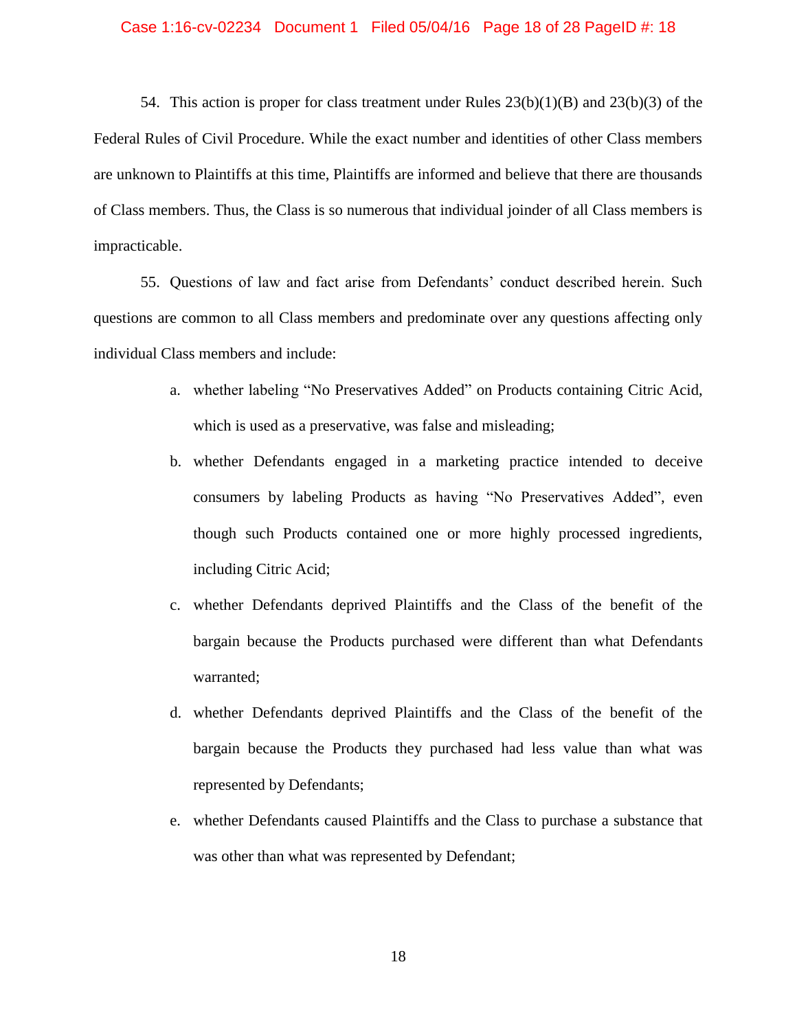54. This action is proper for class treatment under Rules 23(b)(1)(B) and 23(b)(3) of the Federal Rules of Civil Procedure. While the exact number and identities of other Class members are unknown to Plaintiffs at this time, Plaintiffs are informed and believe that there are thousands of Class members. Thus, the Class is so numerous that individual joinder of all Class members is impracticable.

55. Questions of law and fact arise from Defendants' conduct described herein. Such questions are common to all Class members and predominate over any questions affecting only individual Class members and include:

a. whether labeling "No Preservatives Added" on Products containing Citric Acid, which is used as a preservative, was false and misleading;

b. whether Defendants engaged in a marketing practice intended to deceive consumers by labeling Products as having "No Preservatives Added", even though such Products contained one or more highly processed ingredients, including Citric Acid;

c. whether Defendants deprived Plaintiffs and the Class of the benefit of the bargain because the Products purchased were different than what Defendants warranted;

d. whether Defendants deprived Plaintiffs and the Class of the benefit of the bargain because the Products they purchased had less value than what was represented by Defendants;

e. whether Defendants caused Plaintiffs and the Class to purchase a substance that was other than what was represented by Defendant;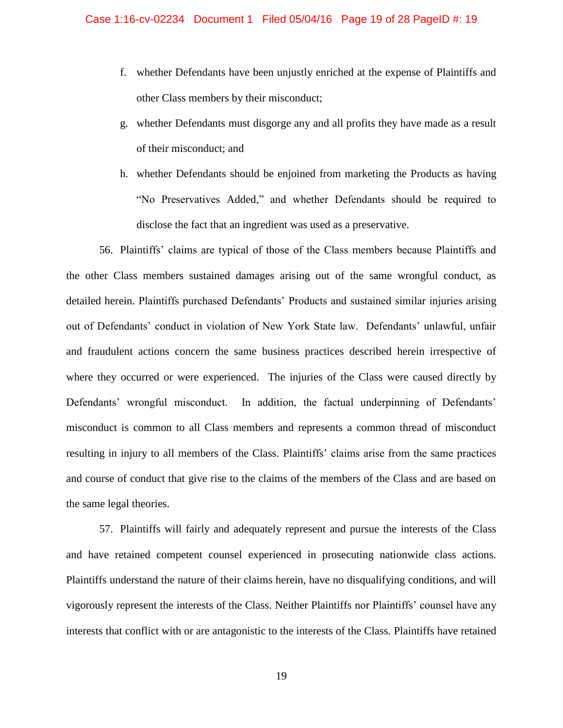f. whether Defendants have been unjustly enriched at the expense of Plaintiffs and other Class members by their misconduct;

g. whether Defendants must disgorge any and all profits they have made as a result of their misconduct; and

h. whether Defendants should be enjoined from marketing the Products as having "No Preservatives Added," and whether Defendants should be required to disclose the fact that an ingredient was used as a preservative.

56. Plaintiffs' claims are typical of those of the Class members because Plaintiffs and the other Class members sustained damages arising out of the same wrongful conduct, as detailed herein. Plaintiffs purchased Defendants' Products and sustained similar injuries arising out of Defendants' conduct in violation of New York State law. Defendants' unlawful, unfair and fraudulent actions concern the same business practices described herein irrespective of where they occurred or were experienced. The injuries of the Class were caused directly by Defendants' wrongful misconduct. In addition, the factual underpinning of Defendants' misconduct is common to all Class members and represents a common thread of misconduct resulting in injury to all members of the Class. Plaintiffs' claims arise from the same practices and course of conduct that give rise to the claims of the members of the Class and are based on the same legal theories.

57. Plaintiffs will fairly and adequately represent and pursue the interests of the Class and have retained competent counsel experienced in prosecuting nationwide class actions. Plaintiffs understand the nature of their claims herein, have no disqualifying conditions, and will vigorously represent the interests of the Class. Neither Plaintiffs nor Plaintiffs' counsel have any interests that conflict with or are antagonistic to the interests of the Class. Plaintiffs have retained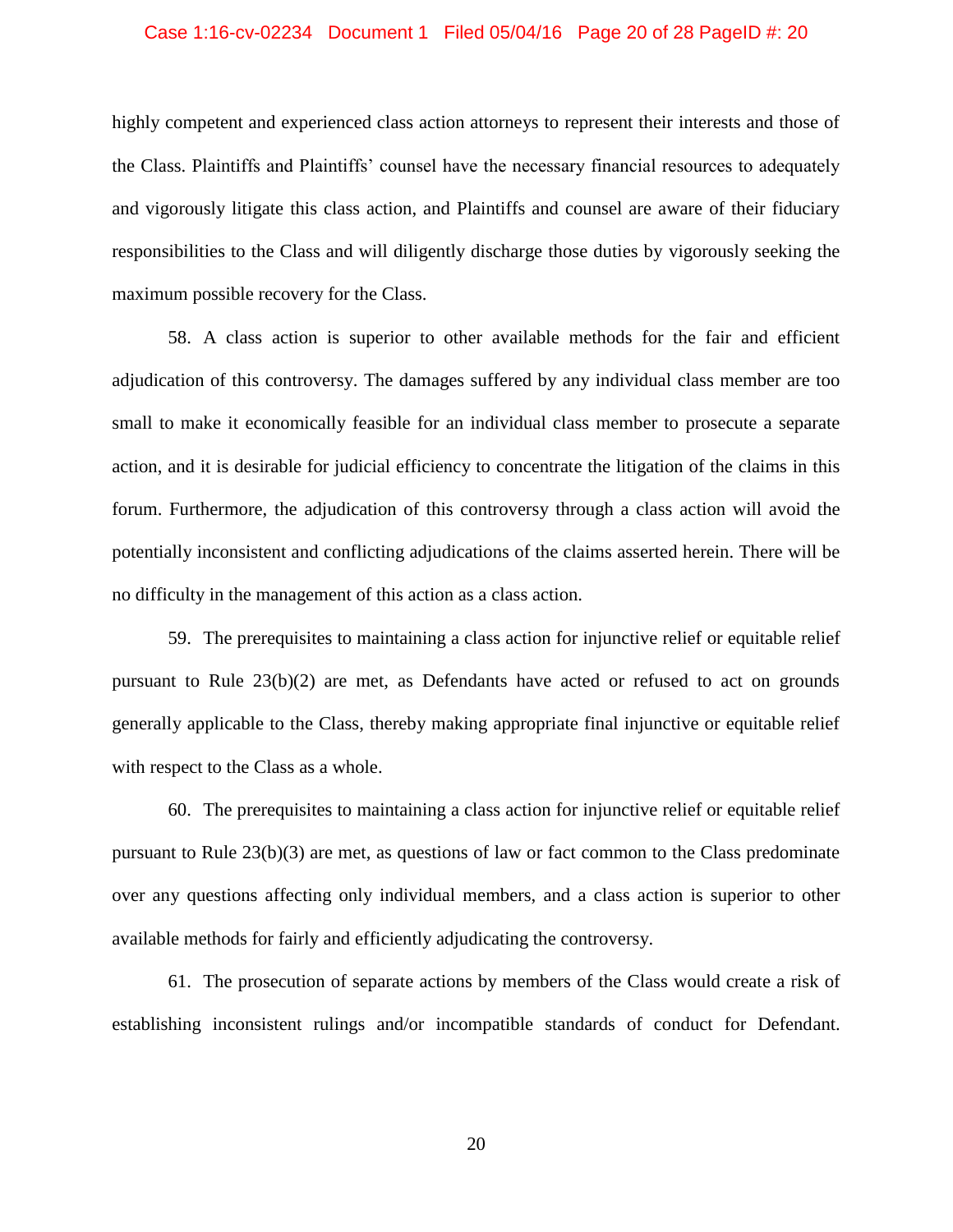highly competent and experienced class action attorneys to represent their interests and those of the Class. Plaintiffs and Plaintiffs' counsel have the necessary financial resources to adequately and vigorously litigate this class action, and Plaintiffs and counsel are aware of their fiduciary responsibilities to the Class and will diligently discharge those duties by vigorously seeking the maximum possible recovery for the Class.

58. A class action is superior to other available methods for the fair and efficient adjudication of this controversy. The damages suffered by any individual class member are too small to make it economically feasible for an individual class member to prosecute a separate action, and it is desirable for judicial efficiency to concentrate the litigation of the claims in this forum. Furthermore, the adjudication of this controversy through a class action will avoid the potentially inconsistent and conflicting adjudications of the claims asserted herein. There will be no difficulty in the management of this action as a class action.

59. The prerequisites to maintaining a class action for injunctive relief or equitable relief pursuant to Rule 23(b)(2) are met, as Defendants have acted or refused to act on grounds generally applicable to the Class, thereby making appropriate final injunctive or equitable relief with respect to the Class as a whole.

60. The prerequisites to maintaining a class action for injunctive relief or equitable relief pursuant to Rule 23(b)(3) are met, as questions of law or fact common to the Class predominate over any questions affecting only individual members, and a class action is superior to other available methods for fairly and efficiently adjudicating the controversy.

61. The prosecution of separate actions by members of the Class would create a risk of establishing inconsistent rulings and/or incompatible standards of conduct for Defendant.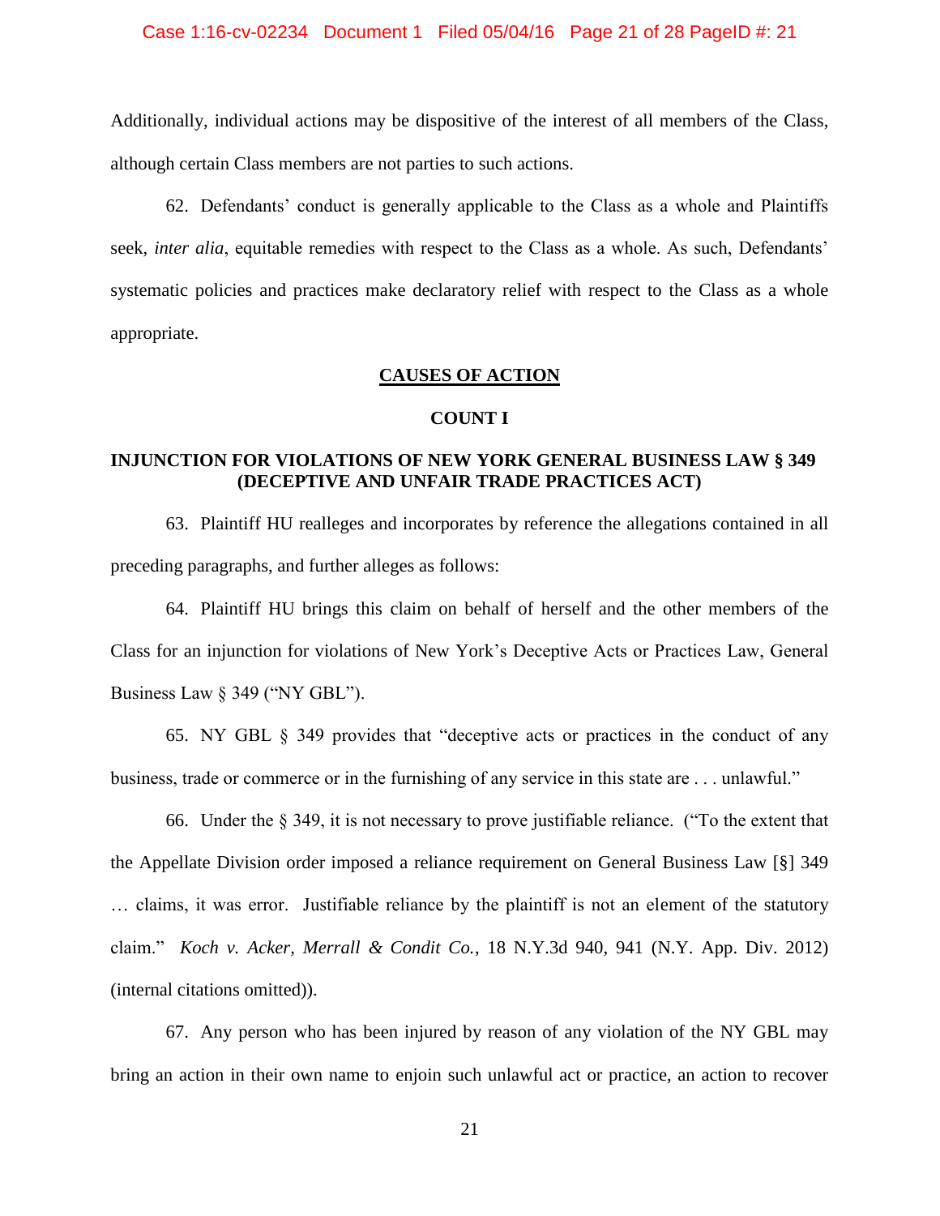Additionally, individual actions may be dispositive of the interest of all members of the Class, although certain Class members are not parties to such actions.

62. Defendants' conduct is generally applicable to the Class as a whole and Plaintiffs seek, *inter alia*, equitable remedies with respect to the Class as a whole. As such, Defendants' systematic policies and practices make declaratory relief with respect to the Class as a whole appropriate.

## CAUSES OF ACTION

### COUNT I

### INJUNCTION FOR VIOLATIONS OF NEW YORK GENERAL BUSINESS LAW § 349 (DECEPTIVE AND UNFAIR TRADE PRACTICES ACT)

63. Plaintiff HU realleges and incorporates by reference the allegations contained in all preceding paragraphs, and further alleges as follows:

64. Plaintiff HU brings this claim on behalf of herself and the other members of the Class for an injunction for violations of New York's Deceptive Acts or Practices Law, General Business Law § 349 ("NY GBL").

65. NY GBL § 349 provides that "deceptive acts or practices in the conduct of any business, trade or commerce or in the furnishing of any service in this state are . . . unlawful."

66. Under the § 349, it is not necessary to prove justifiable reliance. ("To the extent that the Appellate Division order imposed a reliance requirement on General Business Law [§] 349 … claims, it was error. Justifiable reliance by the plaintiff is not an element of the statutory claim." *Koch v. Acker, Merrall & Condit Co.*, 18 N.Y.3d 940, 941 (N.Y. App. Div. 2012) (internal citations omitted)).

67. Any person who has been injured by reason of any violation of the NY GBL may bring an action in their own name to enjoin such unlawful act or practice, an action to recover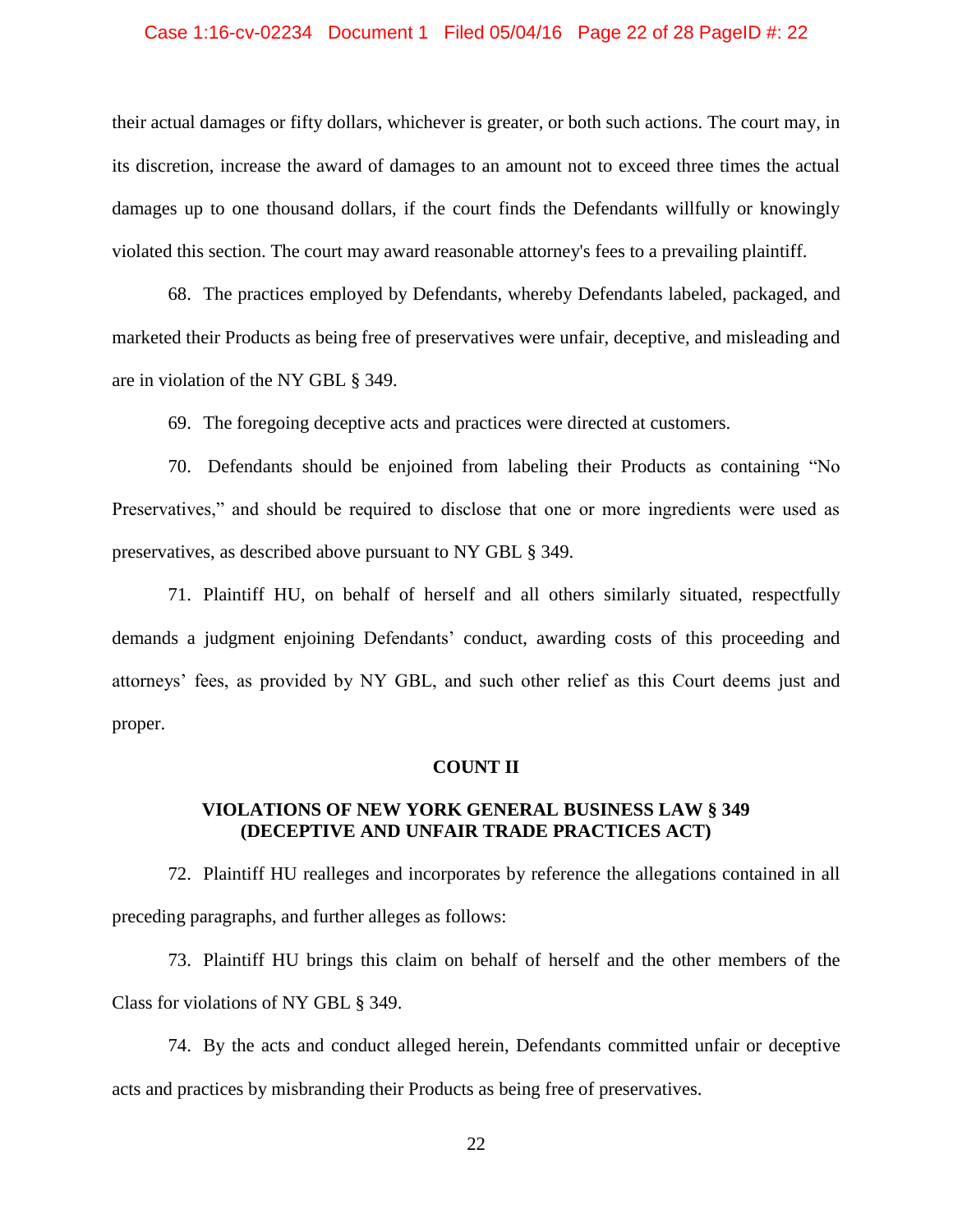their actual damages or fifty dollars, whichever is greater, or both such actions. The court may, in its discretion, increase the award of damages to an amount not to exceed three times the actual damages up to one thousand dollars, if the court finds the Defendants willfully or knowingly violated this section. The court may award reasonable attorney's fees to a prevailing plaintiff.

68. The practices employed by Defendants, whereby Defendants labeled, packaged, and marketed their Products as being free of preservatives were unfair, deceptive, and misleading and are in violation of the NY GBL § 349.

69. The foregoing deceptive acts and practices were directed at customers.

70. Defendants should be enjoined from labeling their Products as containing "No Preservatives," and should be required to disclose that one or more ingredients were used as preservatives, as described above pursuant to NY GBL § 349.

71. Plaintiff HU, on behalf of herself and all others similarly situated, respectfully demands a judgment enjoining Defendants' conduct, awarding costs of this proceeding and attorneys' fees, as provided by NY GBL, and such other relief as this Court deems just and proper.

**COUNT II**

**VIOLATIONS OF NEW YORK GENERAL BUSINESS LAW § 349**
**(DECEPTIVE AND UNFAIR TRADE PRACTICES ACT)**

72. Plaintiff HU realleges and incorporates by reference the allegations contained in all preceding paragraphs, and further alleges as follows:

73. Plaintiff HU brings this claim on behalf of herself and the other members of the Class for violations of NY GBL § 349.

74. By the acts and conduct alleged herein, Defendants committed unfair or deceptive acts and practices by misbranding their Products as being free of preservatives.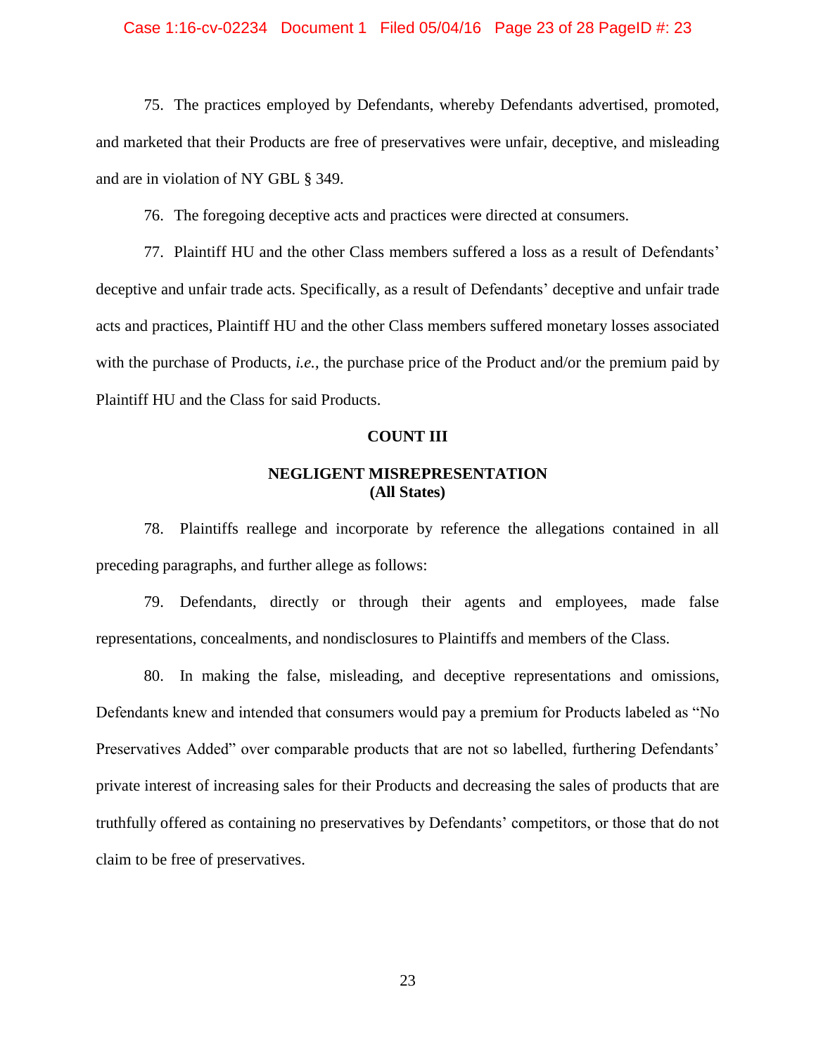75. The practices employed by Defendants, whereby Defendants advertised, promoted, and marketed that their Products are free of preservatives were unfair, deceptive, and misleading and are in violation of NY GBL § 349.

76. The foregoing deceptive acts and practices were directed at consumers.

77. Plaintiff HU and the other Class members suffered a loss as a result of Defendants' deceptive and unfair trade acts. Specifically, as a result of Defendants' deceptive and unfair trade acts and practices, Plaintiff HU and the other Class members suffered monetary losses associated with the purchase of Products, *i.e.*, the purchase price of the Product and/or the premium paid by Plaintiff HU and the Class for said Products.

**COUNT III**

**NEGLIGENT MISREPRESENTATION**
**(All States)**

78. Plaintiffs reallege and incorporate by reference the allegations contained in all preceding paragraphs, and further allege as follows:

79. Defendants, directly or through their agents and employees, made false representations, concealments, and nondisclosures to Plaintiffs and members of the Class.

80. In making the false, misleading, and deceptive representations and omissions, Defendants knew and intended that consumers would pay a premium for Products labeled as "No Preservatives Added" over comparable products that are not so labelled, furthering Defendants' private interest of increasing sales for their Products and decreasing the sales of products that are truthfully offered as containing no preservatives by Defendants' competitors, or those that do not claim to be free of preservatives.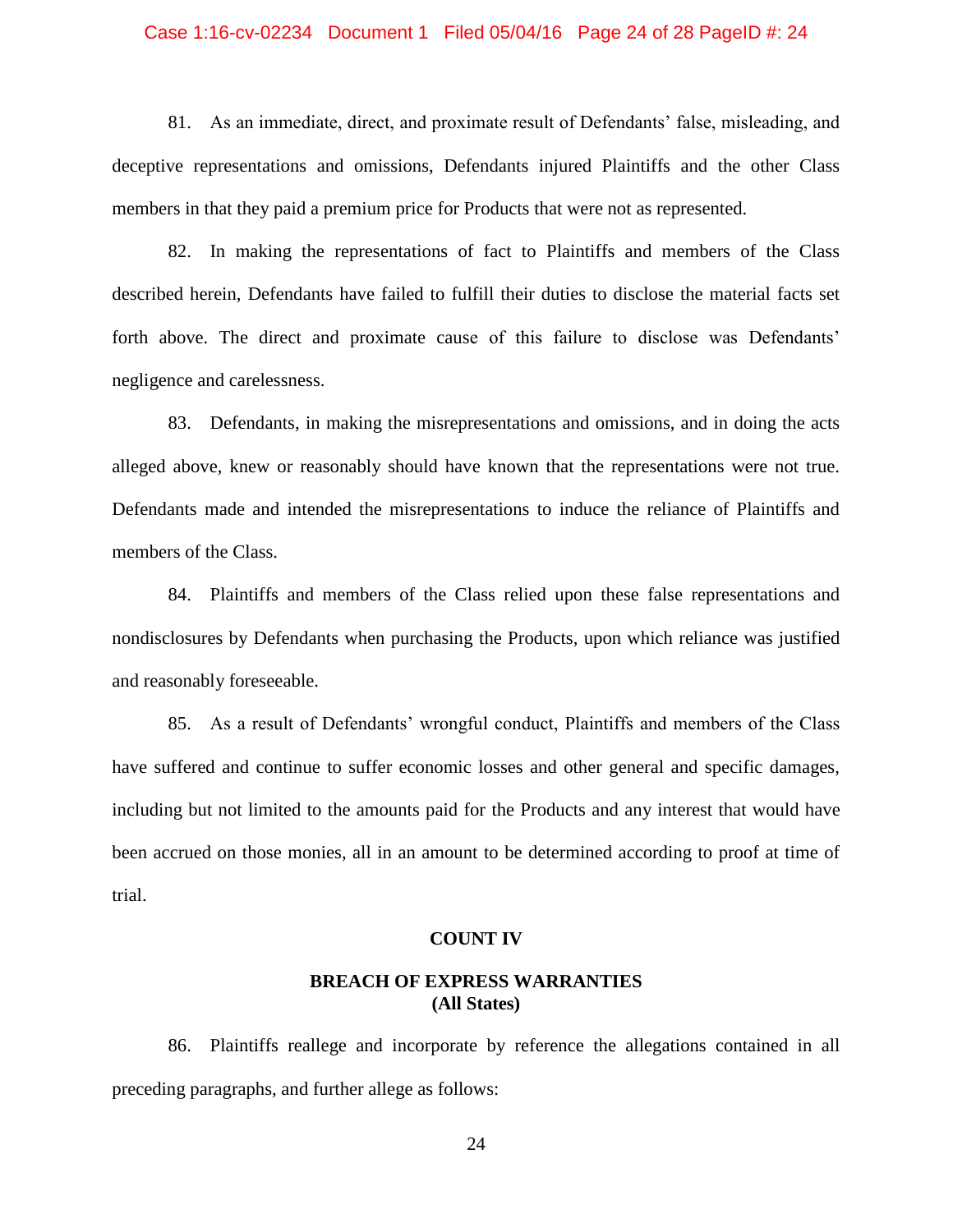81. As an immediate, direct, and proximate result of Defendants' false, misleading, and deceptive representations and omissions, Defendants injured Plaintiffs and the other Class members in that they paid a premium price for Products that were not as represented.

82. In making the representations of fact to Plaintiffs and members of the Class described herein, Defendants have failed to fulfill their duties to disclose the material facts set forth above. The direct and proximate cause of this failure to disclose was Defendants' negligence and carelessness.

83. Defendants, in making the misrepresentations and omissions, and in doing the acts alleged above, knew or reasonably should have known that the representations were not true. Defendants made and intended the misrepresentations to induce the reliance of Plaintiffs and members of the Class.

84. Plaintiffs and members of the Class relied upon these false representations and nondisclosures by Defendants when purchasing the Products, upon which reliance was justified and reasonably foreseeable.

85. As a result of Defendants' wrongful conduct, Plaintiffs and members of the Class have suffered and continue to suffer economic losses and other general and specific damages, including but not limited to the amounts paid for the Products and any interest that would have been accrued on those monies, all in an amount to be determined according to proof at time of trial.

## COUNT IV

## BREACH OF EXPRESS WARRANTIES
## (All States)

86. Plaintiffs reallege and incorporate by reference the allegations contained in all preceding paragraphs, and further allege as follows: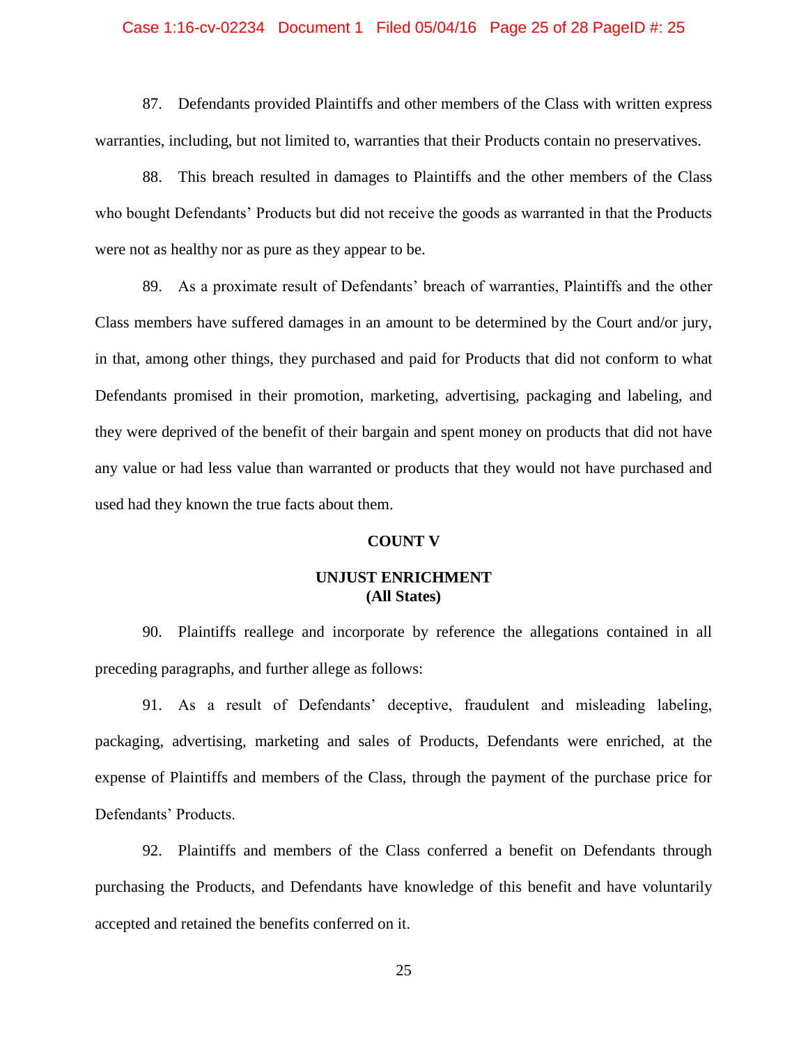87. Defendants provided Plaintiffs and other members of the Class with written express warranties, including, but not limited to, warranties that their Products contain no preservatives.

88. This breach resulted in damages to Plaintiffs and the other members of the Class who bought Defendants' Products but did not receive the goods as warranted in that the Products were not as healthy nor as pure as they appear to be.

89. As a proximate result of Defendants' breach of warranties, Plaintiffs and the other Class members have suffered damages in an amount to be determined by the Court and/or jury, in that, among other things, they purchased and paid for Products that did not conform to what Defendants promised in their promotion, marketing, advertising, packaging and labeling, and they were deprived of the benefit of their bargain and spent money on products that did not have any value or had less value than warranted or products that they would not have purchased and used had they known the true facts about them.

## COUNT V

## UNJUST ENRICHMENT
## (All States)

90. Plaintiffs reallege and incorporate by reference the allegations contained in all preceding paragraphs, and further allege as follows:

91. As a result of Defendants' deceptive, fraudulent and misleading labeling, packaging, advertising, marketing and sales of Products, Defendants were enriched, at the expense of Plaintiffs and members of the Class, through the payment of the purchase price for Defendants' Products.

92. Plaintiffs and members of the Class conferred a benefit on Defendants through purchasing the Products, and Defendants have knowledge of this benefit and have voluntarily accepted and retained the benefits conferred on it.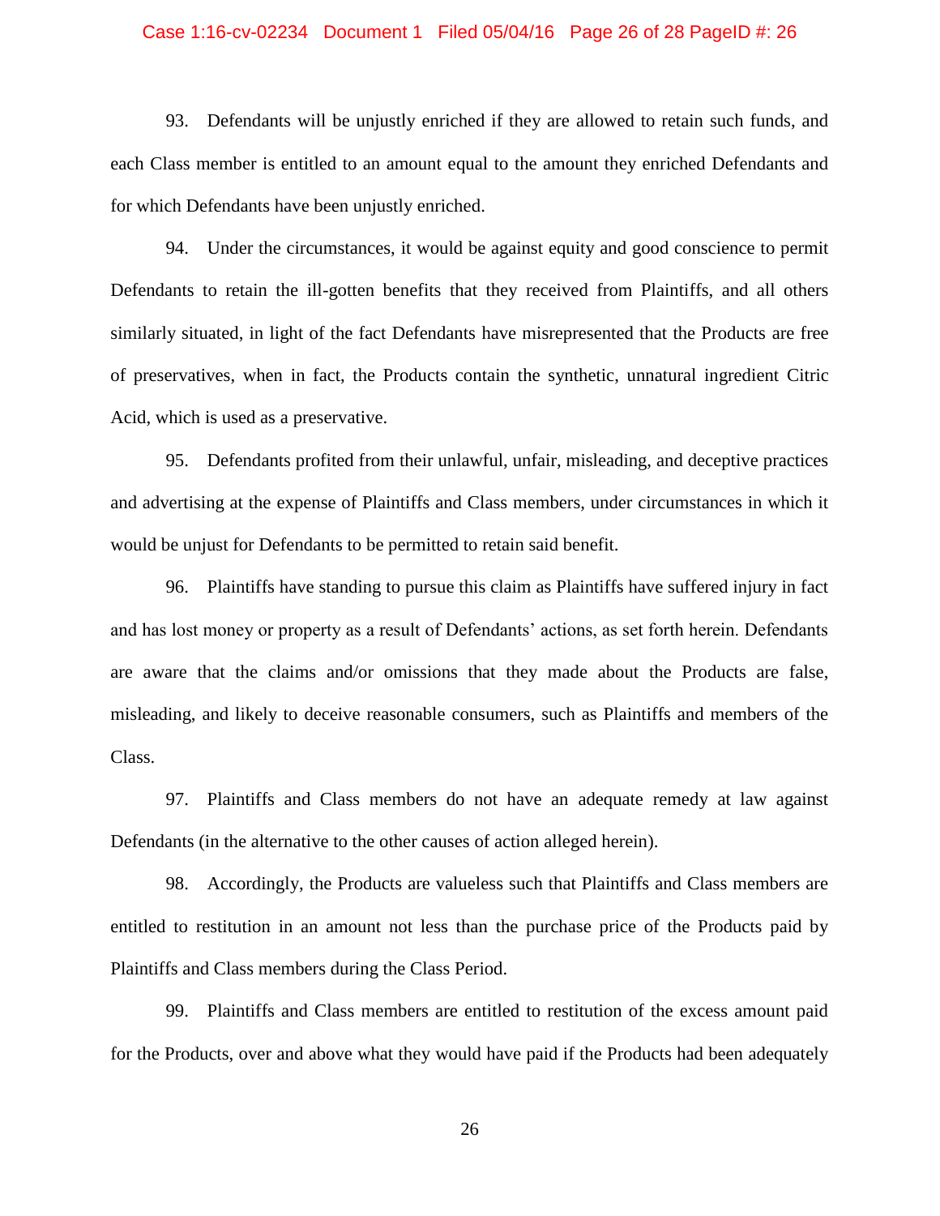93. Defendants will be unjustly enriched if they are allowed to retain such funds, and each Class member is entitled to an amount equal to the amount they enriched Defendants and for which Defendants have been unjustly enriched.

94. Under the circumstances, it would be against equity and good conscience to permit Defendants to retain the ill-gotten benefits that they received from Plaintiffs, and all others similarly situated, in light of the fact Defendants have misrepresented that the Products are free of preservatives, when in fact, the Products contain the synthetic, unnatural ingredient Citric Acid, which is used as a preservative.

95. Defendants profited from their unlawful, unfair, misleading, and deceptive practices and advertising at the expense of Plaintiffs and Class members, under circumstances in which it would be unjust for Defendants to be permitted to retain said benefit.

96. Plaintiffs have standing to pursue this claim as Plaintiffs have suffered injury in fact and has lost money or property as a result of Defendants' actions, as set forth herein. Defendants are aware that the claims and/or omissions that they made about the Products are false, misleading, and likely to deceive reasonable consumers, such as Plaintiffs and members of the Class.

97. Plaintiffs and Class members do not have an adequate remedy at law against Defendants (in the alternative to the other causes of action alleged herein).

98. Accordingly, the Products are valueless such that Plaintiffs and Class members are entitled to restitution in an amount not less than the purchase price of the Products paid by Plaintiffs and Class members during the Class Period.

99. Plaintiffs and Class members are entitled to restitution of the excess amount paid for the Products, over and above what they would have paid if the Products had been adequately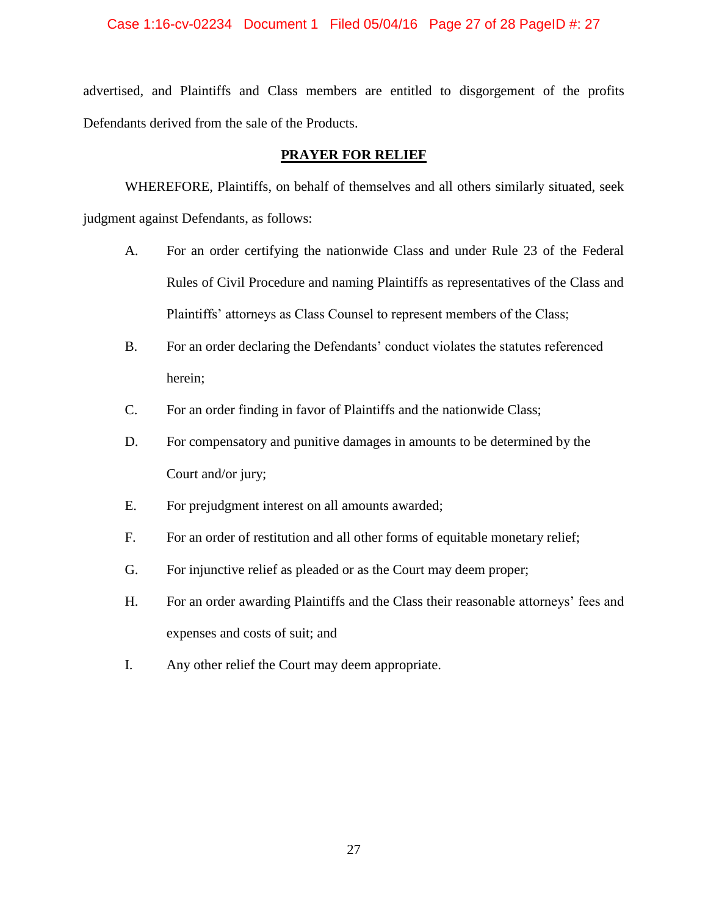advertised, and Plaintiffs and Class members are entitled to disgorgement of the profits Defendants derived from the sale of the Products.

**PRAYER FOR RELIEF**

WHEREFORE, Plaintiffs, on behalf of themselves and all others similarly situated, seek judgment against Defendants, as follows:

A. For an order certifying the nationwide Class and under Rule 23 of the Federal Rules of Civil Procedure and naming Plaintiffs as representatives of the Class and Plaintiffs' attorneys as Class Counsel to represent members of the Class;

B. For an order declaring the Defendants' conduct violates the statutes referenced herein;

C. For an order finding in favor of Plaintiffs and the nationwide Class;

D. For compensatory and punitive damages in amounts to be determined by the Court and/or jury;

E. For prejudgment interest on all amounts awarded;

F. For an order of restitution and all other forms of equitable monetary relief;

G. For injunctive relief as pleaded or as the Court may deem proper;

H. For an order awarding Plaintiffs and the Class their reasonable attorneys' fees and expenses and costs of suit; and

I. Any other relief the Court may deem appropriate.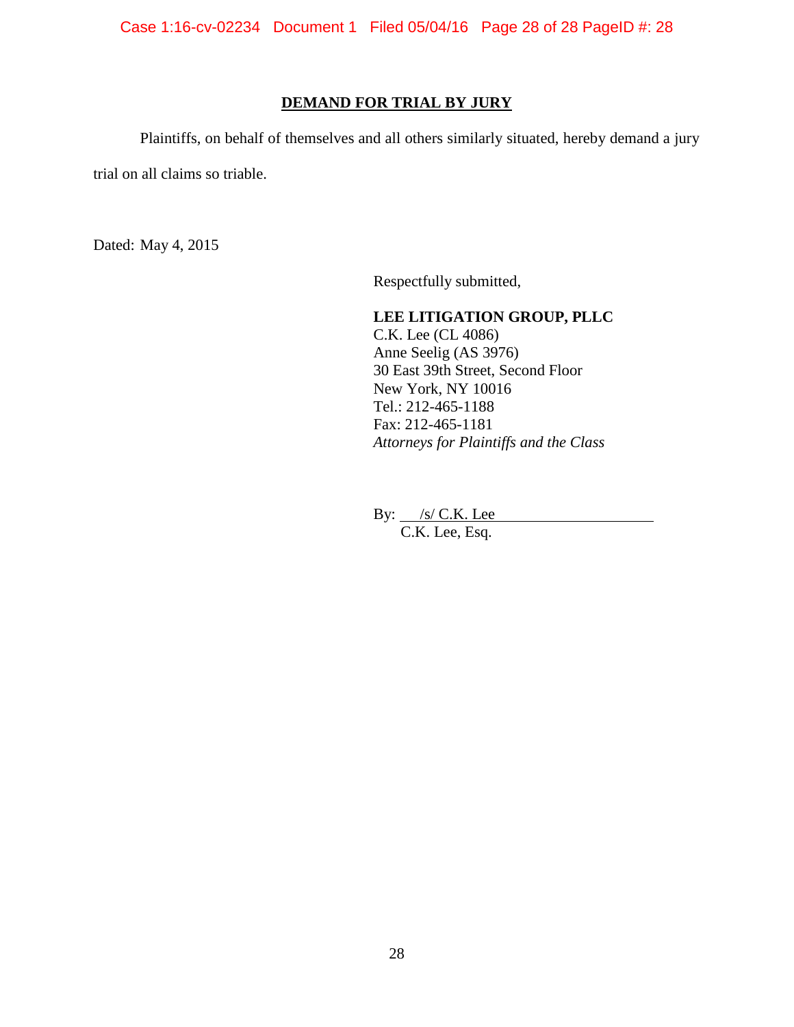## DEMAND FOR TRIAL BY JURY

Plaintiffs, on behalf of themselves and all others similarly situated, hereby demand a jury trial on all claims so triable.

Dated: May 4, 2015

Respectfully submitted,

**LEE LITIGATION GROUP, PLLC**
C.K. Lee (CL 4086)
Anne Seelig (AS 3976)
30 East 39th Street, Second Floor
New York, NY 10016
Tel.: 212-465-1188
Fax: 212-465-1181
*Attorneys for Plaintiffs and the Class*

By: /s/ C.K. Lee
C.K. Lee, Esq.